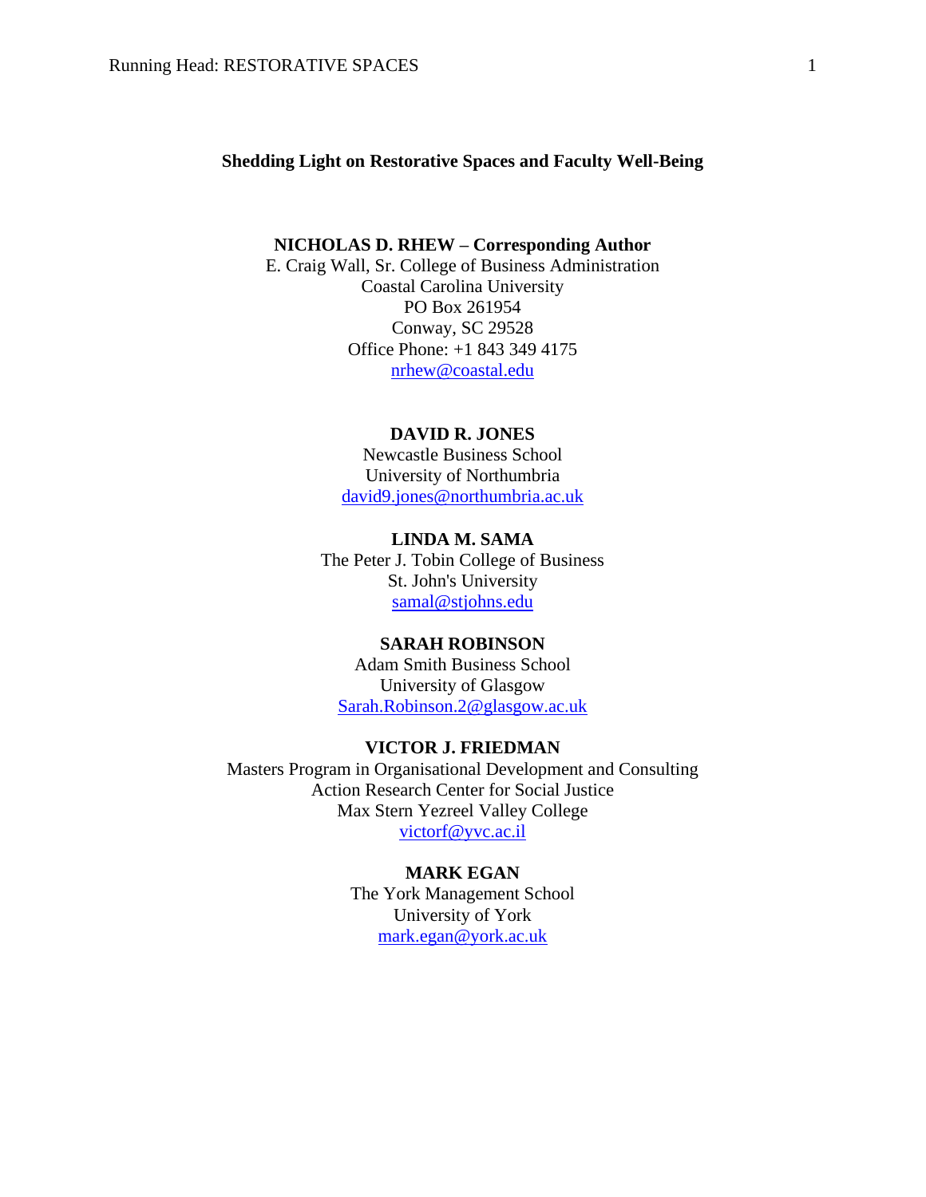# Shedding Light on Restorative Spaces and Faculty Well-Being

**NICHOLAS D. RHEW – Corresponding Author**
E. Craig Wall, Sr. College of Business Administration
Coastal Carolina University
PO Box 261954
Conway, SC 29528
Office Phone: +1 843 349 4175
nrhew@coastal.edu

**DAVID R. JONES**
Newcastle Business School
University of Northumbria
david9.jones@northumbria.ac.uk

**LINDA M. SAMA**
The Peter J. Tobin College of Business
St. John's University
samal@stjohns.edu

**SARAH ROBINSON**
Adam Smith Business School
University of Glasgow
Sarah.Robinson.2@glasgow.ac.uk

**VICTOR J. FRIEDMAN**
Masters Program in Organisational Development and Consulting
Action Research Center for Social Justice
Max Stern Yezreel Valley College
victorf@yvc.ac.il

**MARK EGAN**
The York Management School
University of York
mark.egan@york.ac.uk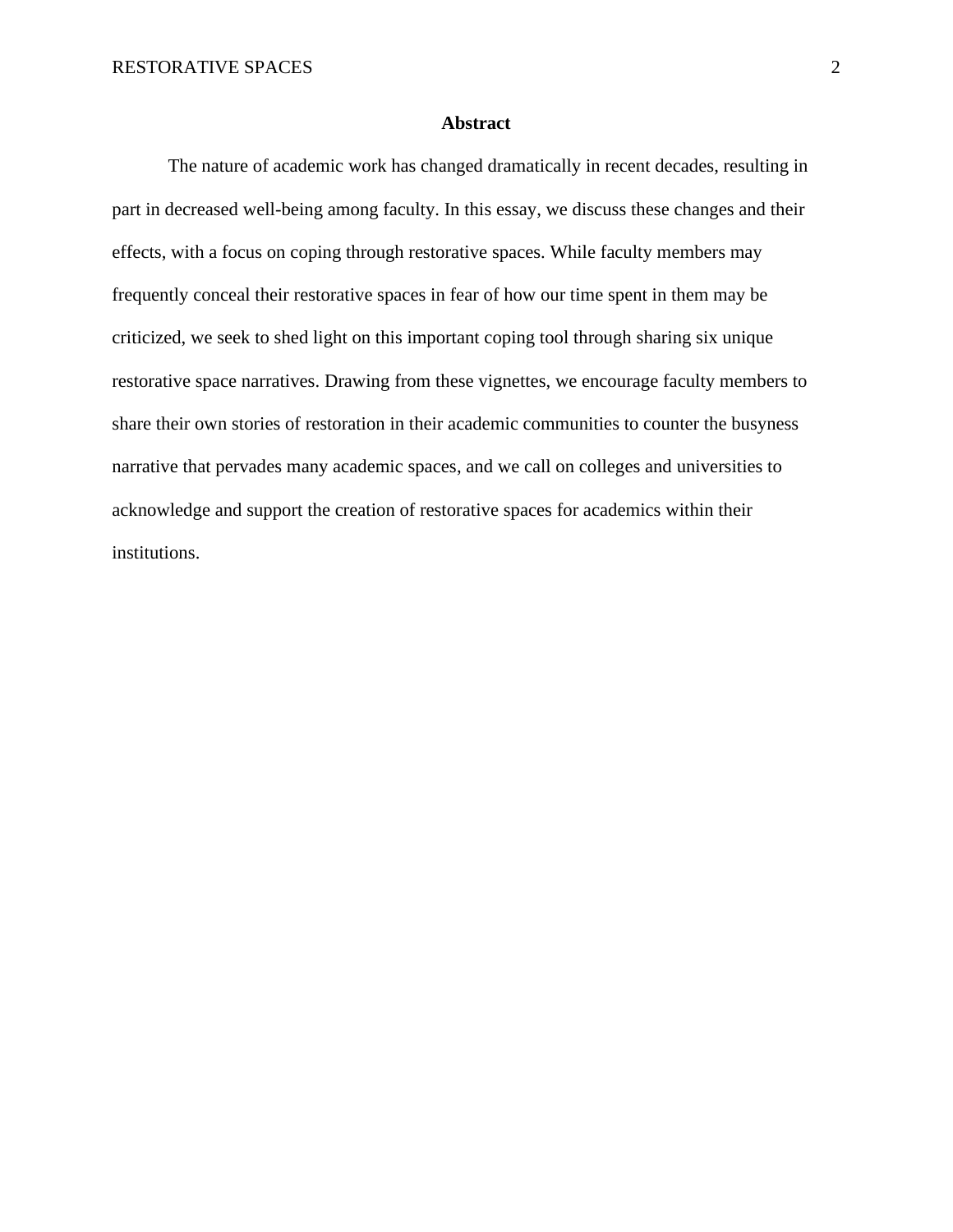## Abstract

The nature of academic work has changed dramatically in recent decades, resulting in part in decreased well-being among faculty. In this essay, we discuss these changes and their effects, with a focus on coping through restorative spaces. While faculty members may frequently conceal their restorative spaces in fear of how our time spent in them may be criticized, we seek to shed light on this important coping tool through sharing six unique restorative space narratives. Drawing from these vignettes, we encourage faculty members to share their own stories of restoration in their academic communities to counter the busyness narrative that pervades many academic spaces, and we call on colleges and universities to acknowledge and support the creation of restorative spaces for academics within their institutions.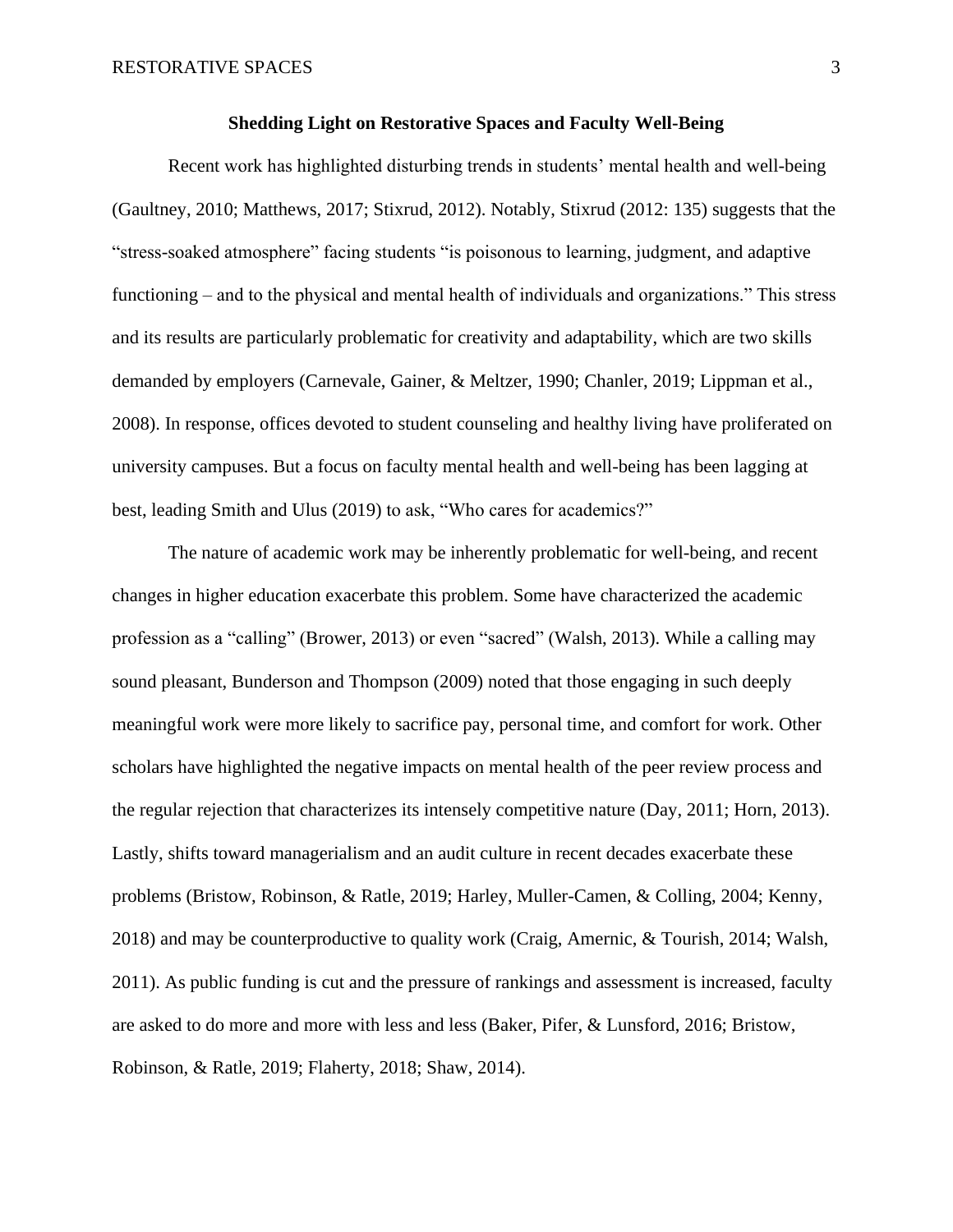## Shedding Light on Restorative Spaces and Faculty Well-Being

Recent work has highlighted disturbing trends in students' mental health and well-being (Gaultney, 2010; Matthews, 2017; Stixrud, 2012). Notably, Stixrud (2012: 135) suggests that the "stress-soaked atmosphere" facing students "is poisonous to learning, judgment, and adaptive functioning – and to the physical and mental health of individuals and organizations." This stress and its results are particularly problematic for creativity and adaptability, which are two skills demanded by employers (Carnevale, Gainer, & Meltzer, 1990; Chanler, 2019; Lippman et al., 2008). In response, offices devoted to student counseling and healthy living have proliferated on university campuses. But a focus on faculty mental health and well-being has been lagging at best, leading Smith and Ulus (2019) to ask, "Who cares for academics?"

The nature of academic work may be inherently problematic for well-being, and recent changes in higher education exacerbate this problem. Some have characterized the academic profession as a "calling" (Brower, 2013) or even "sacred" (Walsh, 2013). While a calling may sound pleasant, Bunderson and Thompson (2009) noted that those engaging in such deeply meaningful work were more likely to sacrifice pay, personal time, and comfort for work. Other scholars have highlighted the negative impacts on mental health of the peer review process and the regular rejection that characterizes its intensely competitive nature (Day, 2011; Horn, 2013). Lastly, shifts toward managerialism and an audit culture in recent decades exacerbate these problems (Bristow, Robinson, & Ratle, 2019; Harley, Muller-Camen, & Colling, 2004; Kenny, 2018) and may be counterproductive to quality work (Craig, Amernic, & Tourish, 2014; Walsh, 2011). As public funding is cut and the pressure of rankings and assessment is increased, faculty are asked to do more and more with less and less (Baker, Pifer, & Lunsford, 2016; Bristow, Robinson, & Ratle, 2019; Flaherty, 2018; Shaw, 2014).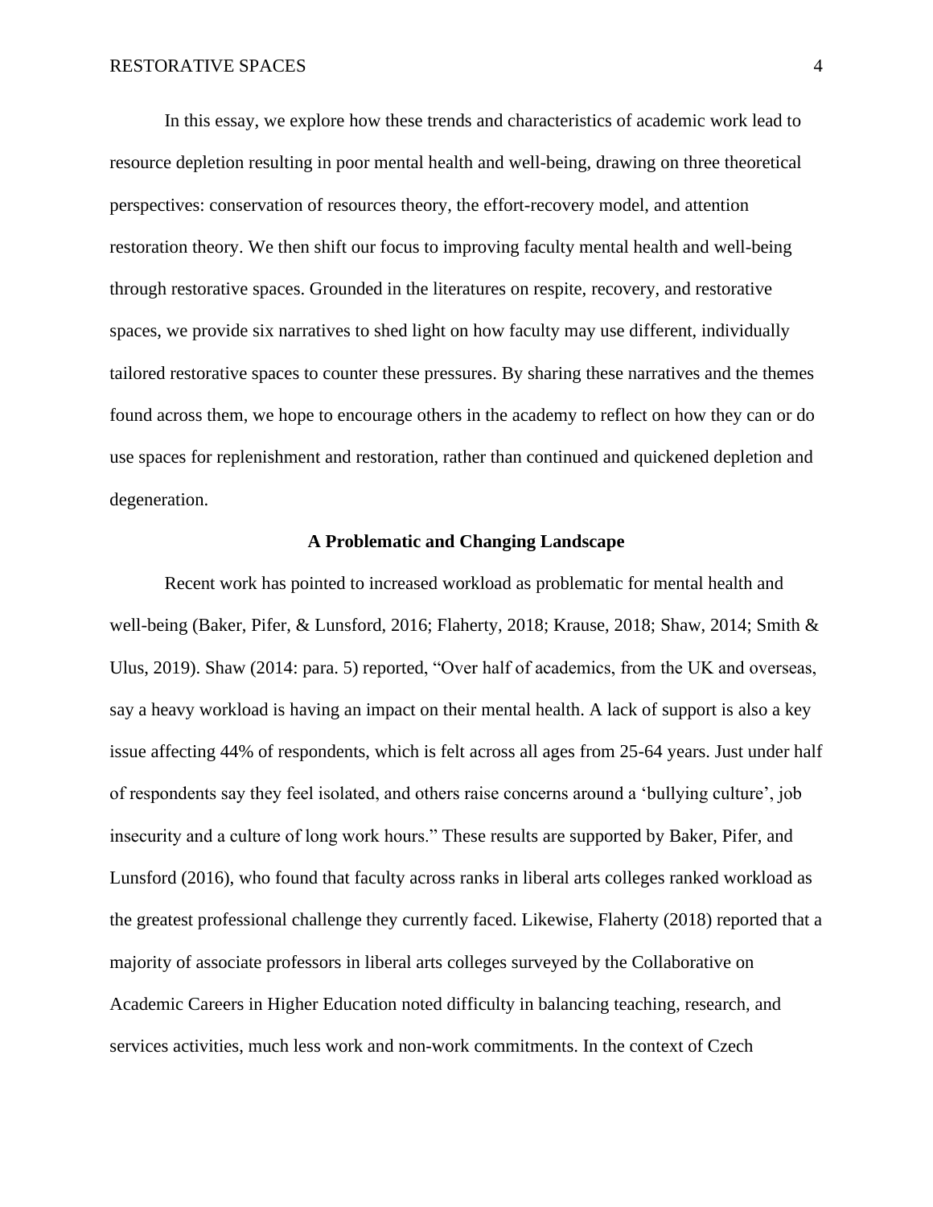In this essay, we explore how these trends and characteristics of academic work lead to resource depletion resulting in poor mental health and well-being, drawing on three theoretical perspectives: conservation of resources theory, the effort-recovery model, and attention restoration theory. We then shift our focus to improving faculty mental health and well-being through restorative spaces. Grounded in the literatures on respite, recovery, and restorative spaces, we provide six narratives to shed light on how faculty may use different, individually tailored restorative spaces to counter these pressures. By sharing these narratives and the themes found across them, we hope to encourage others in the academy to reflect on how they can or do use spaces for replenishment and restoration, rather than continued and quickened depletion and degeneration.

## A Problematic and Changing Landscape

Recent work has pointed to increased workload as problematic for mental health and well-being (Baker, Pifer, & Lunsford, 2016; Flaherty, 2018; Krause, 2018; Shaw, 2014; Smith & Ulus, 2019). Shaw (2014: para. 5) reported, "Over half of academics, from the UK and overseas, say a heavy workload is having an impact on their mental health. A lack of support is also a key issue affecting 44% of respondents, which is felt across all ages from 25-64 years. Just under half of respondents say they feel isolated, and others raise concerns around a 'bullying culture', job insecurity and a culture of long work hours." These results are supported by Baker, Pifer, and Lunsford (2016), who found that faculty across ranks in liberal arts colleges ranked workload as the greatest professional challenge they currently faced. Likewise, Flaherty (2018) reported that a majority of associate professors in liberal arts colleges surveyed by the Collaborative on Academic Careers in Higher Education noted difficulty in balancing teaching, research, and services activities, much less work and non-work commitments. In the context of Czech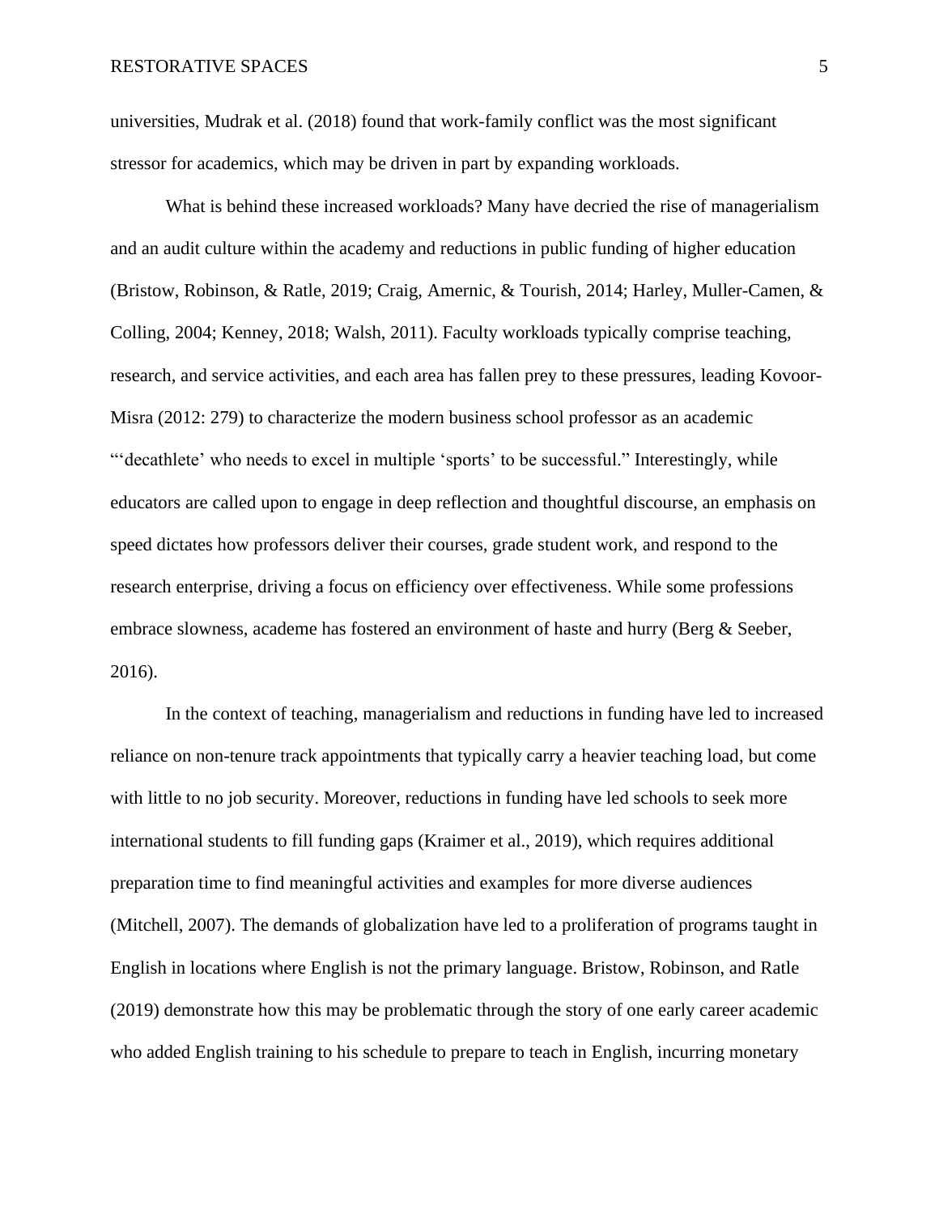universities, Mudrak et al. (2018) found that work-family conflict was the most significant stressor for academics, which may be driven in part by expanding workloads.

What is behind these increased workloads? Many have decried the rise of managerialism and an audit culture within the academy and reductions in public funding of higher education (Bristow, Robinson, & Ratle, 2019; Craig, Amernic, & Tourish, 2014; Harley, Muller-Camen, & Colling, 2004; Kenney, 2018; Walsh, 2011). Faculty workloads typically comprise teaching, research, and service activities, and each area has fallen prey to these pressures, leading Kovoor-Misra (2012: 279) to characterize the modern business school professor as an academic "'decathlete' who needs to excel in multiple 'sports' to be successful." Interestingly, while educators are called upon to engage in deep reflection and thoughtful discourse, an emphasis on speed dictates how professors deliver their courses, grade student work, and respond to the research enterprise, driving a focus on efficiency over effectiveness. While some professions embrace slowness, academe has fostered an environment of haste and hurry (Berg & Seeber, 2016).

In the context of teaching, managerialism and reductions in funding have led to increased reliance on non-tenure track appointments that typically carry a heavier teaching load, but come with little to no job security. Moreover, reductions in funding have led schools to seek more international students to fill funding gaps (Kraimer et al., 2019), which requires additional preparation time to find meaningful activities and examples for more diverse audiences (Mitchell, 2007). The demands of globalization have led to a proliferation of programs taught in English in locations where English is not the primary language. Bristow, Robinson, and Ratle (2019) demonstrate how this may be problematic through the story of one early career academic who added English training to his schedule to prepare to teach in English, incurring monetary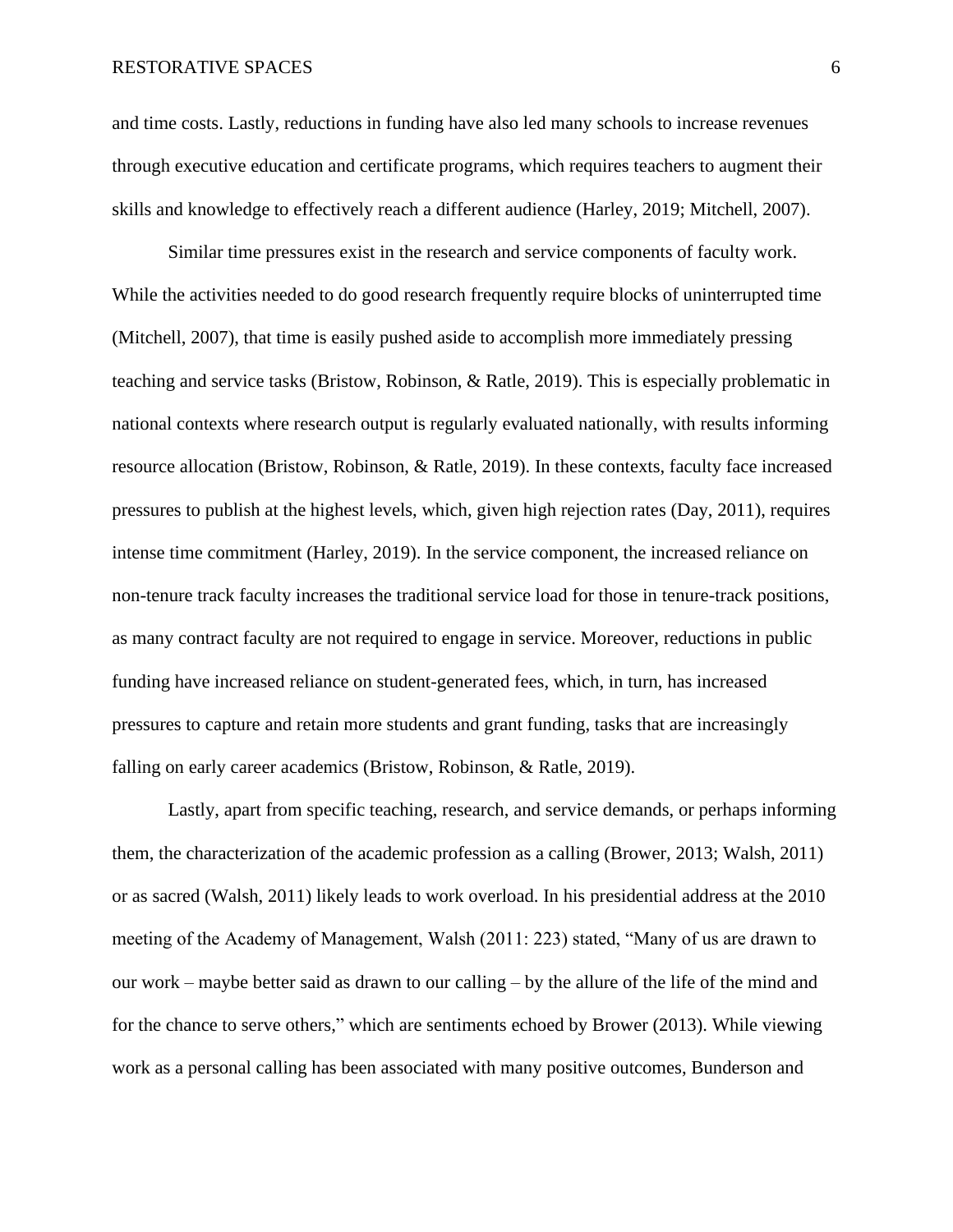and time costs. Lastly, reductions in funding have also led many schools to increase revenues through executive education and certificate programs, which requires teachers to augment their skills and knowledge to effectively reach a different audience (Harley, 2019; Mitchell, 2007).

Similar time pressures exist in the research and service components of faculty work. While the activities needed to do good research frequently require blocks of uninterrupted time (Mitchell, 2007), that time is easily pushed aside to accomplish more immediately pressing teaching and service tasks (Bristow, Robinson, & Ratle, 2019). This is especially problematic in national contexts where research output is regularly evaluated nationally, with results informing resource allocation (Bristow, Robinson, & Ratle, 2019). In these contexts, faculty face increased pressures to publish at the highest levels, which, given high rejection rates (Day, 2011), requires intense time commitment (Harley, 2019). In the service component, the increased reliance on non-tenure track faculty increases the traditional service load for those in tenure-track positions, as many contract faculty are not required to engage in service. Moreover, reductions in public funding have increased reliance on student-generated fees, which, in turn, has increased pressures to capture and retain more students and grant funding, tasks that are increasingly falling on early career academics (Bristow, Robinson, & Ratle, 2019).

Lastly, apart from specific teaching, research, and service demands, or perhaps informing them, the characterization of the academic profession as a calling (Brower, 2013; Walsh, 2011) or as sacred (Walsh, 2011) likely leads to work overload. In his presidential address at the 2010 meeting of the Academy of Management, Walsh (2011: 223) stated, "Many of us are drawn to our work – maybe better said as drawn to our calling – by the allure of the life of the mind and for the chance to serve others," which are sentiments echoed by Brower (2013). While viewing work as a personal calling has been associated with many positive outcomes, Bunderson and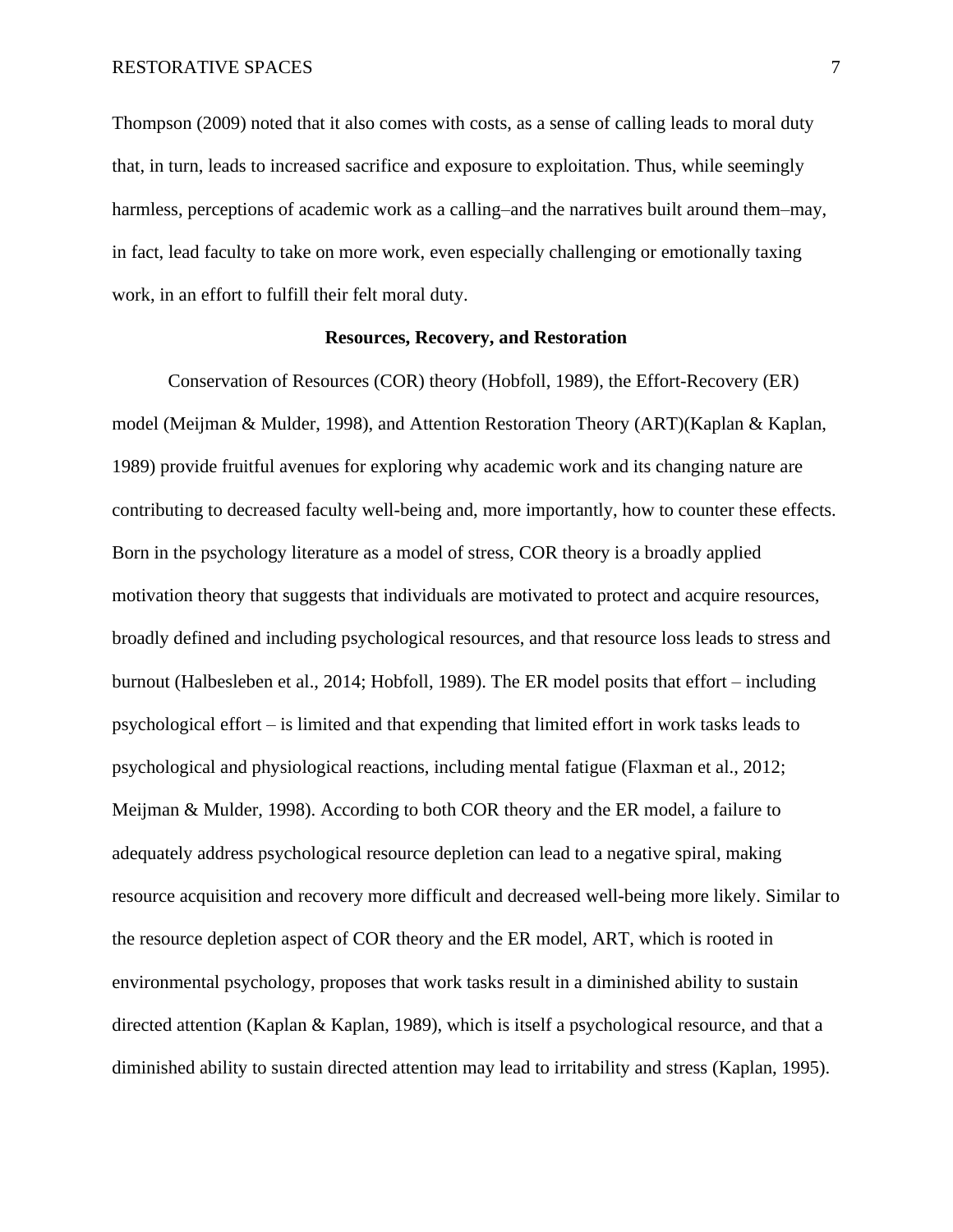Thompson (2009) noted that it also comes with costs, as a sense of calling leads to moral duty that, in turn, leads to increased sacrifice and exposure to exploitation. Thus, while seemingly harmless, perceptions of academic work as a calling–and the narratives built around them–may, in fact, lead faculty to take on more work, even especially challenging or emotionally taxing work, in an effort to fulfill their felt moral duty.

## Resources, Recovery, and Restoration

Conservation of Resources (COR) theory (Hobfoll, 1989), the Effort-Recovery (ER) model (Meijman & Mulder, 1998), and Attention Restoration Theory (ART)(Kaplan & Kaplan, 1989) provide fruitful avenues for exploring why academic work and its changing nature are contributing to decreased faculty well-being and, more importantly, how to counter these effects. Born in the psychology literature as a model of stress, COR theory is a broadly applied motivation theory that suggests that individuals are motivated to protect and acquire resources, broadly defined and including psychological resources, and that resource loss leads to stress and burnout (Halbesleben et al., 2014; Hobfoll, 1989). The ER model posits that effort – including psychological effort – is limited and that expending that limited effort in work tasks leads to psychological and physiological reactions, including mental fatigue (Flaxman et al., 2012; Meijman & Mulder, 1998). According to both COR theory and the ER model, a failure to adequately address psychological resource depletion can lead to a negative spiral, making resource acquisition and recovery more difficult and decreased well-being more likely. Similar to the resource depletion aspect of COR theory and the ER model, ART, which is rooted in environmental psychology, proposes that work tasks result in a diminished ability to sustain directed attention (Kaplan & Kaplan, 1989), which is itself a psychological resource, and that a diminished ability to sustain directed attention may lead to irritability and stress (Kaplan, 1995).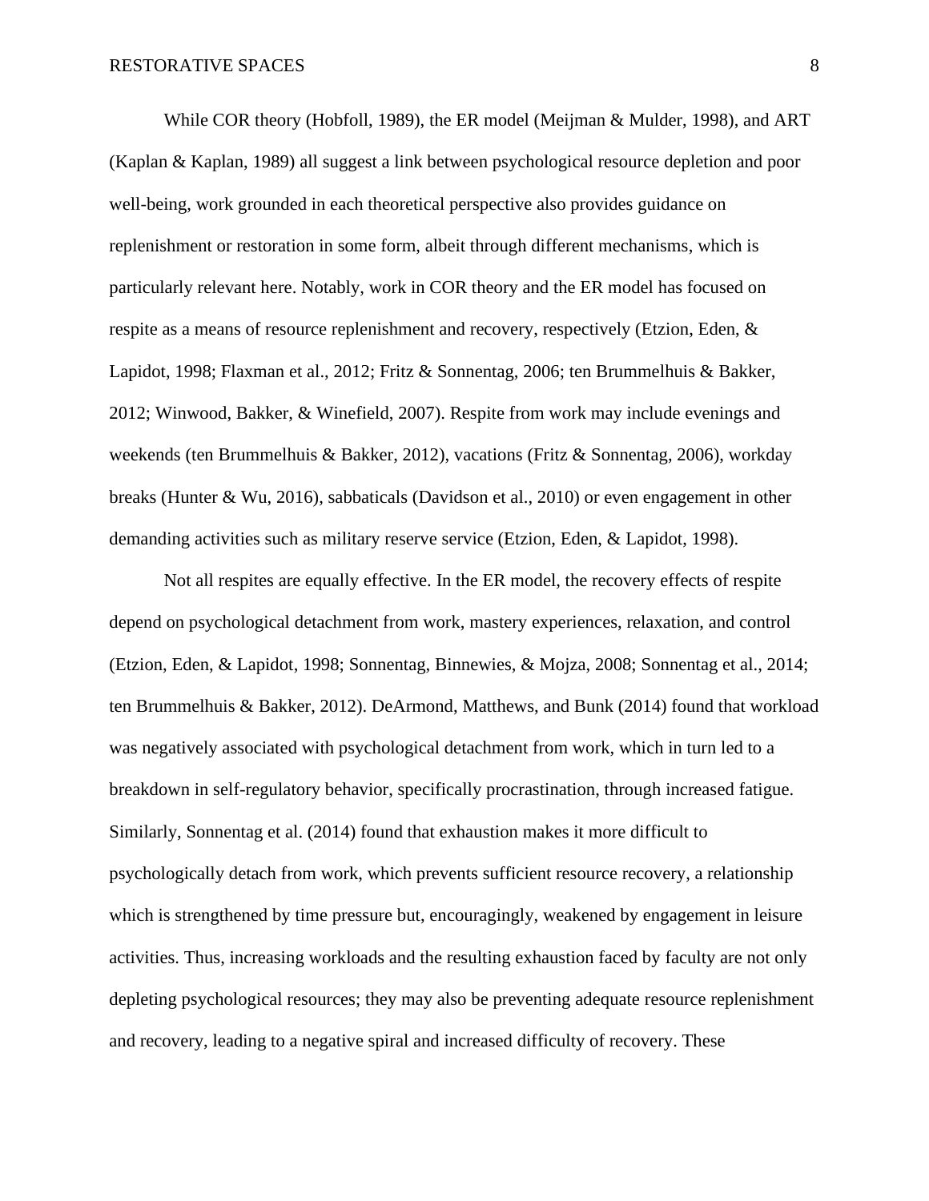While COR theory (Hobfoll, 1989), the ER model (Meijman & Mulder, 1998), and ART (Kaplan & Kaplan, 1989) all suggest a link between psychological resource depletion and poor well-being, work grounded in each theoretical perspective also provides guidance on replenishment or restoration in some form, albeit through different mechanisms, which is particularly relevant here. Notably, work in COR theory and the ER model has focused on respite as a means of resource replenishment and recovery, respectively (Etzion, Eden, & Lapidot, 1998; Flaxman et al., 2012; Fritz & Sonnentag, 2006; ten Brummelhuis & Bakker, 2012; Winwood, Bakker, & Winefield, 2007). Respite from work may include evenings and weekends (ten Brummelhuis & Bakker, 2012), vacations (Fritz & Sonnentag, 2006), workday breaks (Hunter & Wu, 2016), sabbaticals (Davidson et al., 2010) or even engagement in other demanding activities such as military reserve service (Etzion, Eden, & Lapidot, 1998).

Not all respites are equally effective. In the ER model, the recovery effects of respite depend on psychological detachment from work, mastery experiences, relaxation, and control (Etzion, Eden, & Lapidot, 1998; Sonnentag, Binnewies, & Mojza, 2008; Sonnentag et al., 2014; ten Brummelhuis & Bakker, 2012). DeArmond, Matthews, and Bunk (2014) found that workload was negatively associated with psychological detachment from work, which in turn led to a breakdown in self-regulatory behavior, specifically procrastination, through increased fatigue. Similarly, Sonnentag et al. (2014) found that exhaustion makes it more difficult to psychologically detach from work, which prevents sufficient resource recovery, a relationship which is strengthened by time pressure but, encouragingly, weakened by engagement in leisure activities. Thus, increasing workloads and the resulting exhaustion faced by faculty are not only depleting psychological resources; they may also be preventing adequate resource replenishment and recovery, leading to a negative spiral and increased difficulty of recovery. These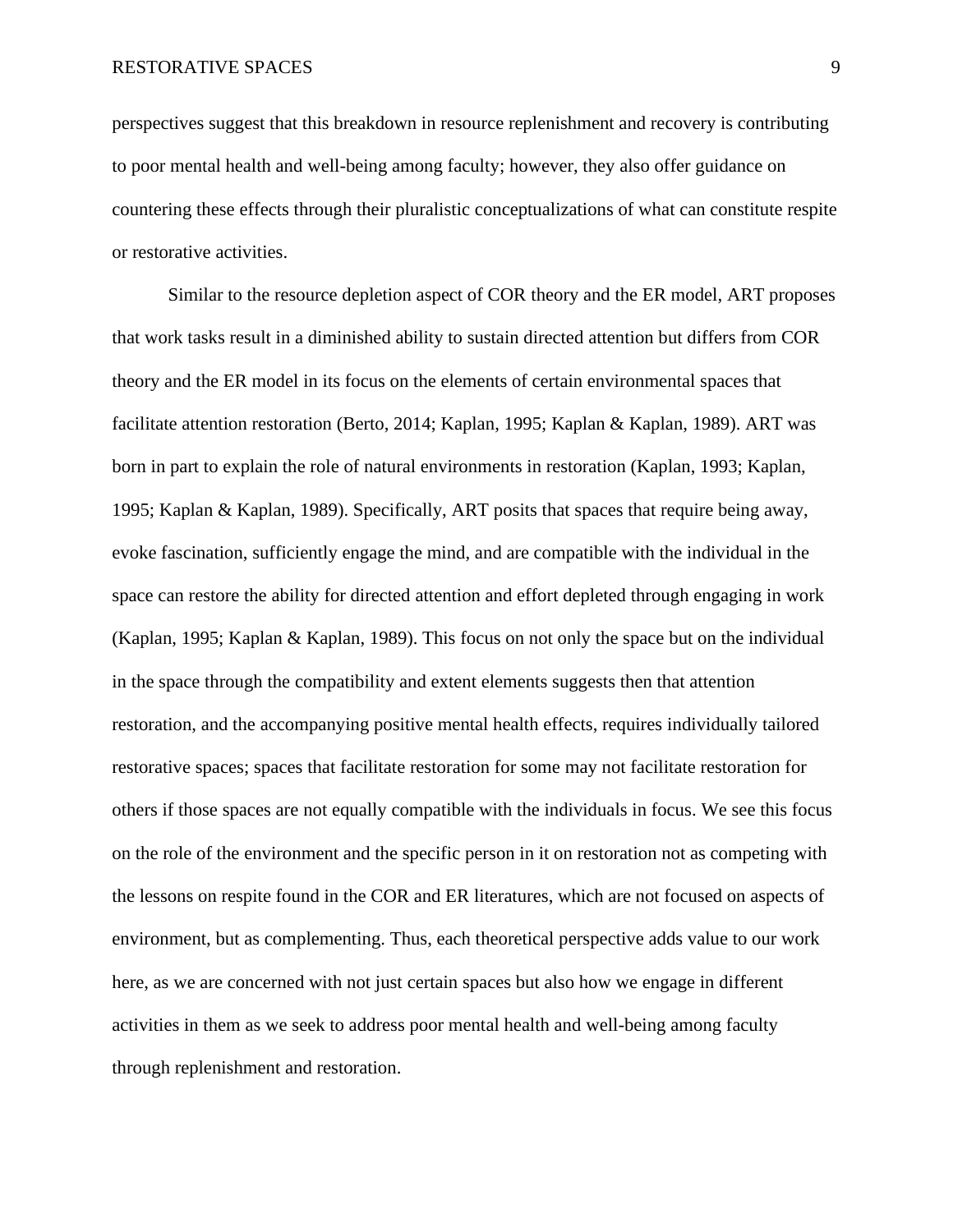perspectives suggest that this breakdown in resource replenishment and recovery is contributing to poor mental health and well-being among faculty; however, they also offer guidance on countering these effects through their pluralistic conceptualizations of what can constitute respite or restorative activities.

Similar to the resource depletion aspect of COR theory and the ER model, ART proposes that work tasks result in a diminished ability to sustain directed attention but differs from COR theory and the ER model in its focus on the elements of certain environmental spaces that facilitate attention restoration (Berto, 2014; Kaplan, 1995; Kaplan & Kaplan, 1989). ART was born in part to explain the role of natural environments in restoration (Kaplan, 1993; Kaplan, 1995; Kaplan & Kaplan, 1989). Specifically, ART posits that spaces that require being away, evoke fascination, sufficiently engage the mind, and are compatible with the individual in the space can restore the ability for directed attention and effort depleted through engaging in work (Kaplan, 1995; Kaplan & Kaplan, 1989). This focus on not only the space but on the individual in the space through the compatibility and extent elements suggests then that attention restoration, and the accompanying positive mental health effects, requires individually tailored restorative spaces; spaces that facilitate restoration for some may not facilitate restoration for others if those spaces are not equally compatible with the individuals in focus. We see this focus on the role of the environment and the specific person in it on restoration not as competing with the lessons on respite found in the COR and ER literatures, which are not focused on aspects of environment, but as complementing. Thus, each theoretical perspective adds value to our work here, as we are concerned with not just certain spaces but also how we engage in different activities in them as we seek to address poor mental health and well-being among faculty through replenishment and restoration.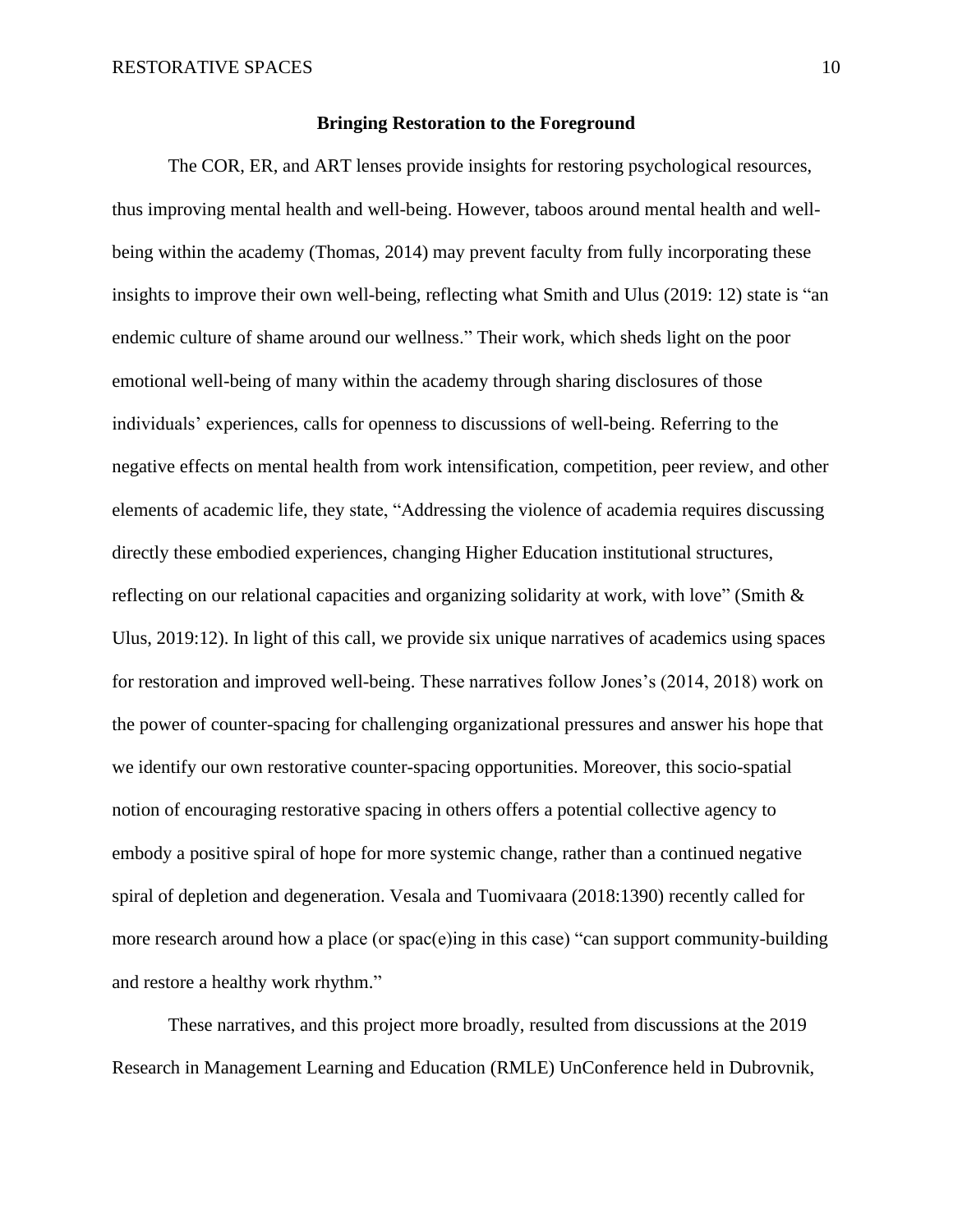## Bringing Restoration to the Foreground

The COR, ER, and ART lenses provide insights for restoring psychological resources, thus improving mental health and well-being. However, taboos around mental health and well-being within the academy (Thomas, 2014) may prevent faculty from fully incorporating these insights to improve their own well-being, reflecting what Smith and Ulus (2019: 12) state is "an endemic culture of shame around our wellness." Their work, which sheds light on the poor emotional well-being of many within the academy through sharing disclosures of those individuals' experiences, calls for openness to discussions of well-being. Referring to the negative effects on mental health from work intensification, competition, peer review, and other elements of academic life, they state, "Addressing the violence of academia requires discussing directly these embodied experiences, changing Higher Education institutional structures, reflecting on our relational capacities and organizing solidarity at work, with love" (Smith & Ulus, 2019:12). In light of this call, we provide six unique narratives of academics using spaces for restoration and improved well-being. These narratives follow Jones's (2014, 2018) work on the power of counter-spacing for challenging organizational pressures and answer his hope that we identify our own restorative counter-spacing opportunities. Moreover, this socio-spatial notion of encouraging restorative spacing in others offers a potential collective agency to embody a positive spiral of hope for more systemic change, rather than a continued negative spiral of depletion and degeneration. Vesala and Tuomivaara (2018:1390) recently called for more research around how a place (or spac(e)ing in this case) "can support community-building and restore a healthy work rhythm."

These narratives, and this project more broadly, resulted from discussions at the 2019 Research in Management Learning and Education (RMLE) UnConference held in Dubrovnik,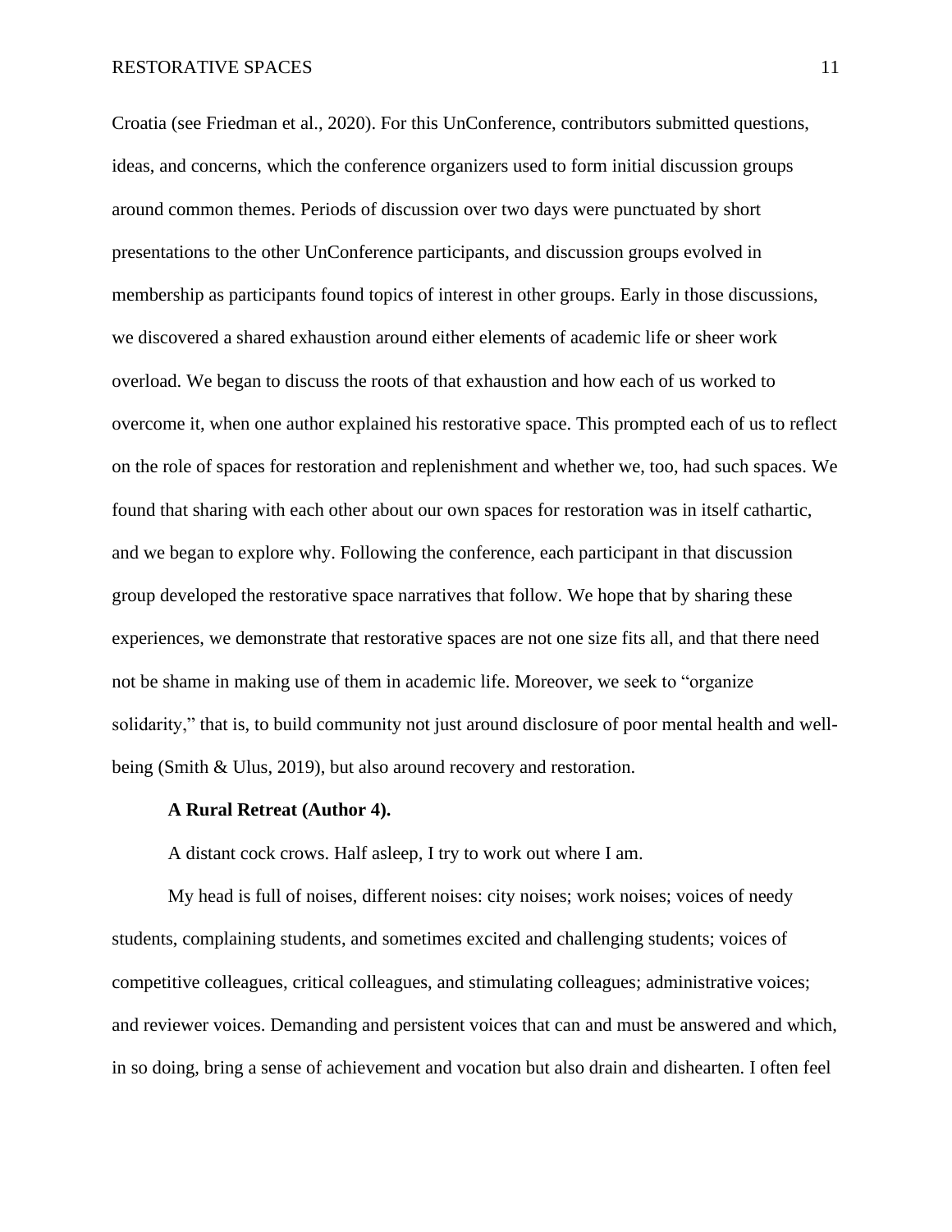Croatia (see Friedman et al., 2020). For this UnConference, contributors submitted questions, ideas, and concerns, which the conference organizers used to form initial discussion groups around common themes. Periods of discussion over two days were punctuated by short presentations to the other UnConference participants, and discussion groups evolved in membership as participants found topics of interest in other groups. Early in those discussions, we discovered a shared exhaustion around either elements of academic life or sheer work overload. We began to discuss the roots of that exhaustion and how each of us worked to overcome it, when one author explained his restorative space. This prompted each of us to reflect on the role of spaces for restoration and replenishment and whether we, too, had such spaces. We found that sharing with each other about our own spaces for restoration was in itself cathartic, and we began to explore why. Following the conference, each participant in that discussion group developed the restorative space narratives that follow. We hope that by sharing these experiences, we demonstrate that restorative spaces are not one size fits all, and that there need not be shame in making use of them in academic life. Moreover, we seek to "organize solidarity," that is, to build community not just around disclosure of poor mental health and well-being (Smith & Ulus, 2019), but also around recovery and restoration.

**A Rural Retreat (Author 4).**

A distant cock crows. Half asleep, I try to work out where I am.

My head is full of noises, different noises: city noises; work noises; voices of needy students, complaining students, and sometimes excited and challenging students; voices of competitive colleagues, critical colleagues, and stimulating colleagues; administrative voices; and reviewer voices. Demanding and persistent voices that can and must be answered and which, in so doing, bring a sense of achievement and vocation but also drain and dishearten. I often feel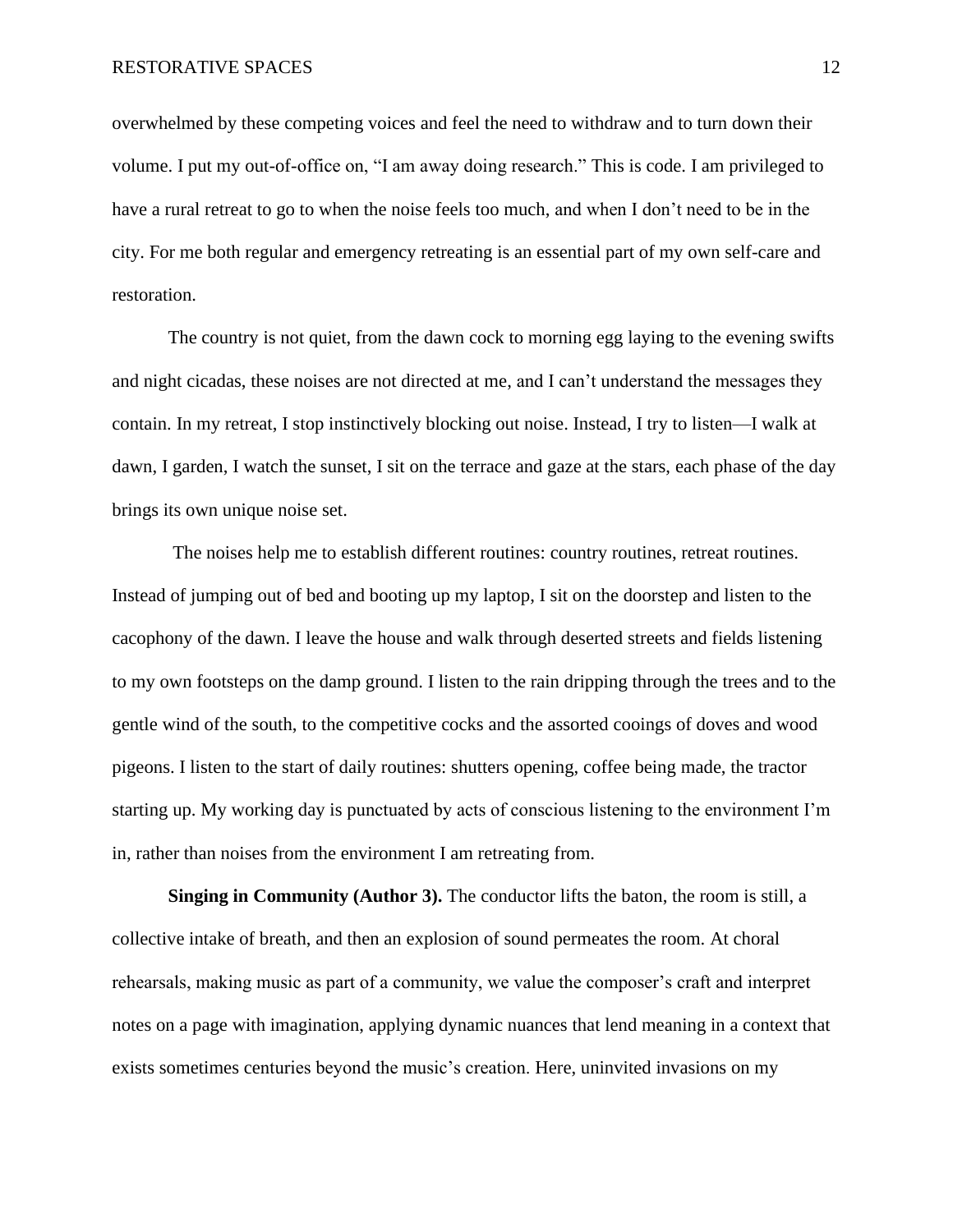overwhelmed by these competing voices and feel the need to withdraw and to turn down their volume. I put my out-of-office on, "I am away doing research." This is code. I am privileged to have a rural retreat to go to when the noise feels too much, and when I don't need to be in the city. For me both regular and emergency retreating is an essential part of my own self-care and restoration.

The country is not quiet, from the dawn cock to morning egg laying to the evening swifts and night cicadas, these noises are not directed at me, and I can't understand the messages they contain. In my retreat, I stop instinctively blocking out noise. Instead, I try to listen—I walk at dawn, I garden, I watch the sunset, I sit on the terrace and gaze at the stars, each phase of the day brings its own unique noise set.

The noises help me to establish different routines: country routines, retreat routines. Instead of jumping out of bed and booting up my laptop, I sit on the doorstep and listen to the cacophony of the dawn. I leave the house and walk through deserted streets and fields listening to my own footsteps on the damp ground. I listen to the rain dripping through the trees and to the gentle wind of the south, to the competitive cocks and the assorted cooings of doves and wood pigeons. I listen to the start of daily routines: shutters opening, coffee being made, the tractor starting up. My working day is punctuated by acts of conscious listening to the environment I'm in, rather than noises from the environment I am retreating from.

**Singing in Community (Author 3).** The conductor lifts the baton, the room is still, a collective intake of breath, and then an explosion of sound permeates the room. At choral rehearsals, making music as part of a community, we value the composer's craft and interpret notes on a page with imagination, applying dynamic nuances that lend meaning in a context that exists sometimes centuries beyond the music's creation. Here, uninvited invasions on my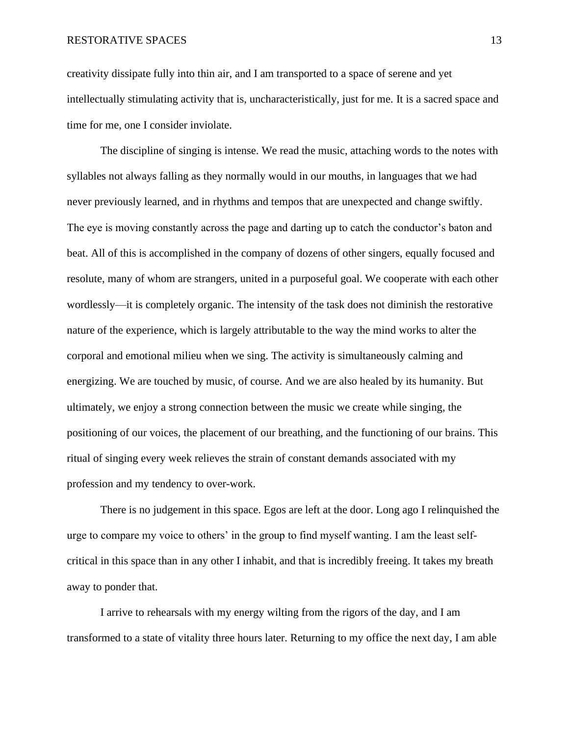creativity dissipate fully into thin air, and I am transported to a space of serene and yet intellectually stimulating activity that is, uncharacteristically, just for me. It is a sacred space and time for me, one I consider inviolate.

The discipline of singing is intense. We read the music, attaching words to the notes with syllables not always falling as they normally would in our mouths, in languages that we had never previously learned, and in rhythms and tempos that are unexpected and change swiftly. The eye is moving constantly across the page and darting up to catch the conductor's baton and beat. All of this is accomplished in the company of dozens of other singers, equally focused and resolute, many of whom are strangers, united in a purposeful goal. We cooperate with each other wordlessly—it is completely organic. The intensity of the task does not diminish the restorative nature of the experience, which is largely attributable to the way the mind works to alter the corporal and emotional milieu when we sing. The activity is simultaneously calming and energizing. We are touched by music, of course. And we are also healed by its humanity. But ultimately, we enjoy a strong connection between the music we create while singing, the positioning of our voices, the placement of our breathing, and the functioning of our brains. This ritual of singing every week relieves the strain of constant demands associated with my profession and my tendency to over-work.

There is no judgement in this space. Egos are left at the door. Long ago I relinquished the urge to compare my voice to others' in the group to find myself wanting. I am the least self-critical in this space than in any other I inhabit, and that is incredibly freeing. It takes my breath away to ponder that.

I arrive to rehearsals with my energy wilting from the rigors of the day, and I am transformed to a state of vitality three hours later. Returning to my office the next day, I am able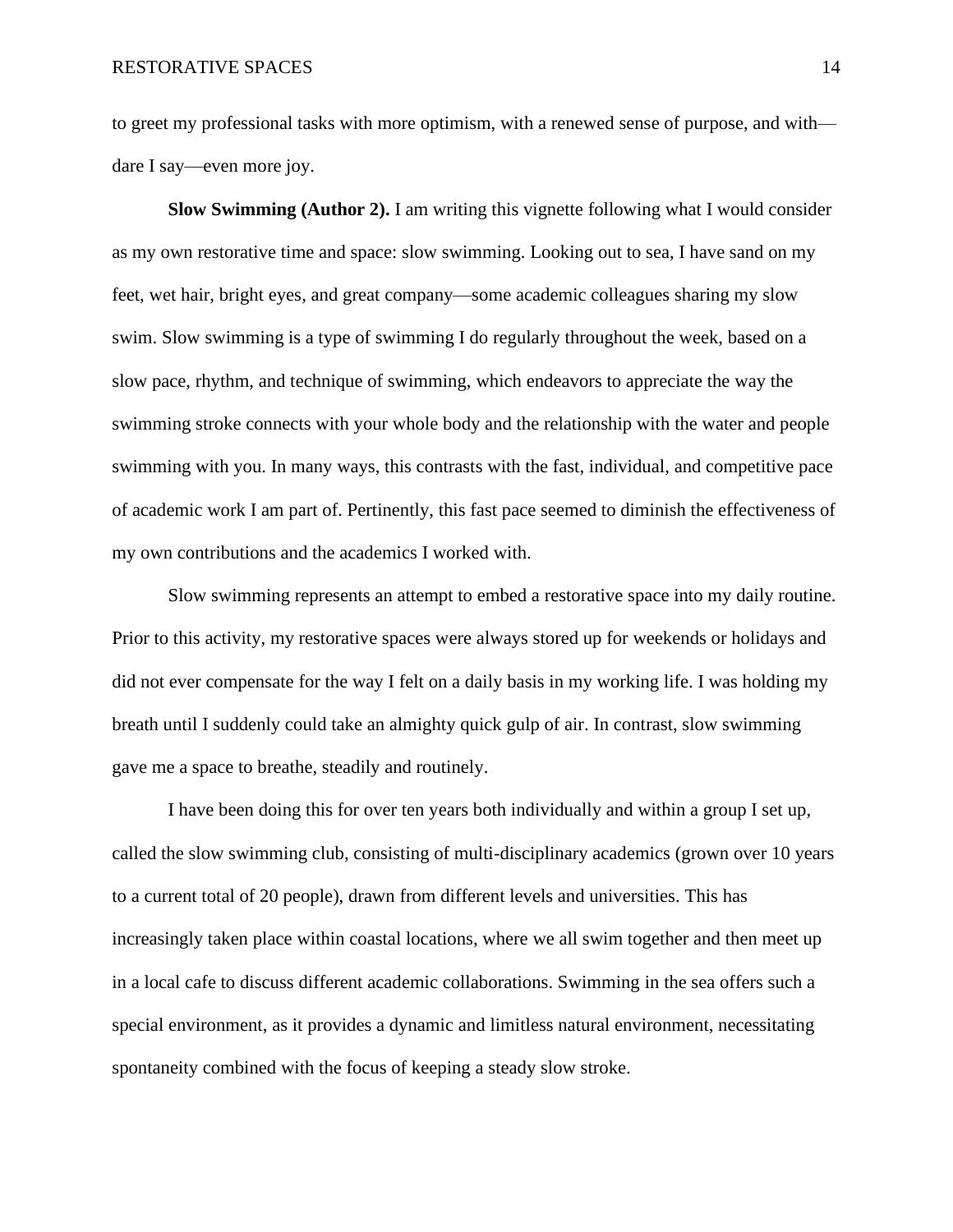to greet my professional tasks with more optimism, with a renewed sense of purpose, and with—dare I say—even more joy.

**Slow Swimming (Author 2).** I am writing this vignette following what I would consider as my own restorative time and space: slow swimming. Looking out to sea, I have sand on my feet, wet hair, bright eyes, and great company—some academic colleagues sharing my slow swim. Slow swimming is a type of swimming I do regularly throughout the week, based on a slow pace, rhythm, and technique of swimming, which endeavors to appreciate the way the swimming stroke connects with your whole body and the relationship with the water and people swimming with you. In many ways, this contrasts with the fast, individual, and competitive pace of academic work I am part of. Pertinently, this fast pace seemed to diminish the effectiveness of my own contributions and the academics I worked with.

Slow swimming represents an attempt to embed a restorative space into my daily routine. Prior to this activity, my restorative spaces were always stored up for weekends or holidays and did not ever compensate for the way I felt on a daily basis in my working life. I was holding my breath until I suddenly could take an almighty quick gulp of air. In contrast, slow swimming gave me a space to breathe, steadily and routinely.

I have been doing this for over ten years both individually and within a group I set up, called the slow swimming club, consisting of multi-disciplinary academics (grown over 10 years to a current total of 20 people), drawn from different levels and universities. This has increasingly taken place within coastal locations, where we all swim together and then meet up in a local cafe to discuss different academic collaborations. Swimming in the sea offers such a special environment, as it provides a dynamic and limitless natural environment, necessitating spontaneity combined with the focus of keeping a steady slow stroke.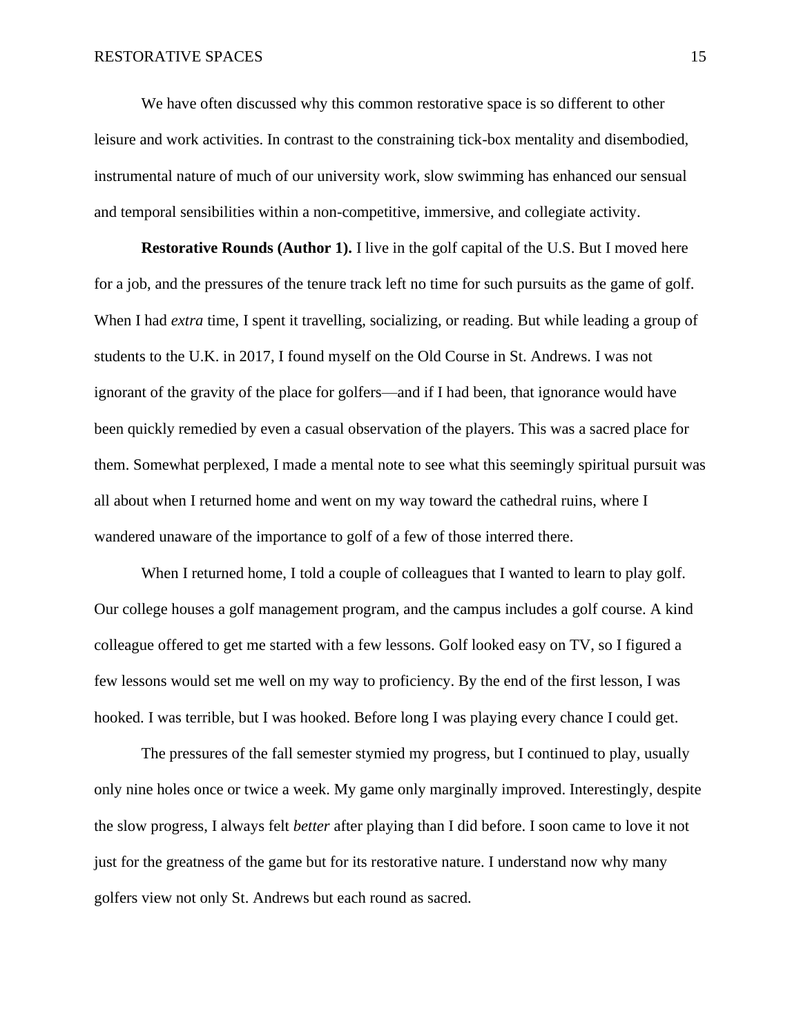We have often discussed why this common restorative space is so different to other leisure and work activities. In contrast to the constraining tick-box mentality and disembodied, instrumental nature of much of our university work, slow swimming has enhanced our sensual and temporal sensibilities within a non-competitive, immersive, and collegiate activity.

**Restorative Rounds (Author 1).** I live in the golf capital of the U.S. But I moved here for a job, and the pressures of the tenure track left no time for such pursuits as the game of golf. When I had *extra* time, I spent it travelling, socializing, or reading. But while leading a group of students to the U.K. in 2017, I found myself on the Old Course in St. Andrews. I was not ignorant of the gravity of the place for golfers—and if I had been, that ignorance would have been quickly remedied by even a casual observation of the players. This was a sacred place for them. Somewhat perplexed, I made a mental note to see what this seemingly spiritual pursuit was all about when I returned home and went on my way toward the cathedral ruins, where I wandered unaware of the importance to golf of a few of those interred there.

When I returned home, I told a couple of colleagues that I wanted to learn to play golf. Our college houses a golf management program, and the campus includes a golf course. A kind colleague offered to get me started with a few lessons. Golf looked easy on TV, so I figured a few lessons would set me well on my way to proficiency. By the end of the first lesson, I was hooked. I was terrible, but I was hooked. Before long I was playing every chance I could get.

The pressures of the fall semester stymied my progress, but I continued to play, usually only nine holes once or twice a week. My game only marginally improved. Interestingly, despite the slow progress, I always felt *better* after playing than I did before. I soon came to love it not just for the greatness of the game but for its restorative nature. I understand now why many golfers view not only St. Andrews but each round as sacred.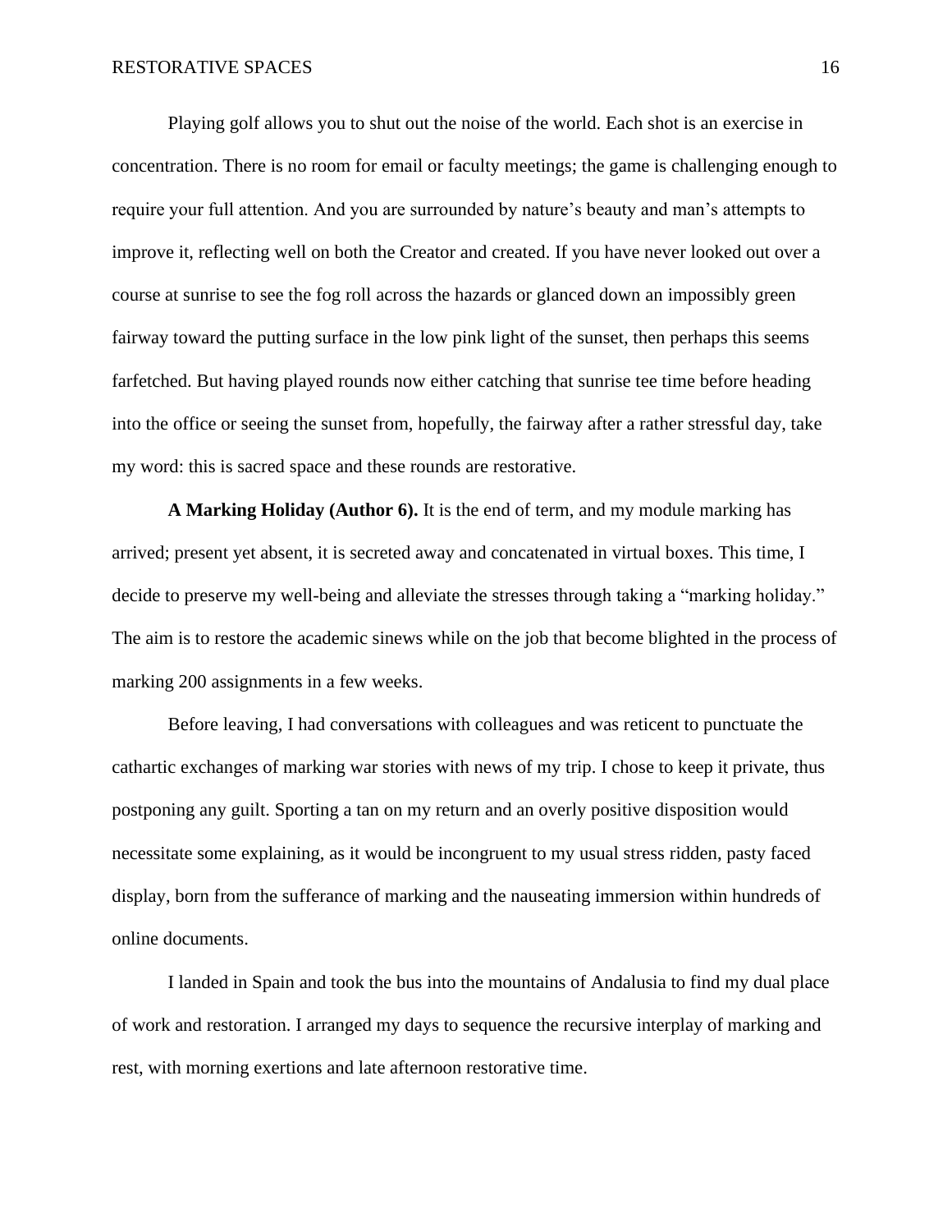Playing golf allows you to shut out the noise of the world. Each shot is an exercise in concentration. There is no room for email or faculty meetings; the game is challenging enough to require your full attention. And you are surrounded by nature's beauty and man's attempts to improve it, reflecting well on both the Creator and created. If you have never looked out over a course at sunrise to see the fog roll across the hazards or glanced down an impossibly green fairway toward the putting surface in the low pink light of the sunset, then perhaps this seems farfetched. But having played rounds now either catching that sunrise tee time before heading into the office or seeing the sunset from, hopefully, the fairway after a rather stressful day, take my word: this is sacred space and these rounds are restorative.

**A Marking Holiday (Author 6).** It is the end of term, and my module marking has arrived; present yet absent, it is secreted away and concatenated in virtual boxes. This time, I decide to preserve my well-being and alleviate the stresses through taking a "marking holiday." The aim is to restore the academic sinews while on the job that become blighted in the process of marking 200 assignments in a few weeks.

Before leaving, I had conversations with colleagues and was reticent to punctuate the cathartic exchanges of marking war stories with news of my trip. I chose to keep it private, thus postponing any guilt. Sporting a tan on my return and an overly positive disposition would necessitate some explaining, as it would be incongruent to my usual stress ridden, pasty faced display, born from the sufferance of marking and the nauseating immersion within hundreds of online documents.

I landed in Spain and took the bus into the mountains of Andalusia to find my dual place of work and restoration. I arranged my days to sequence the recursive interplay of marking and rest, with morning exertions and late afternoon restorative time.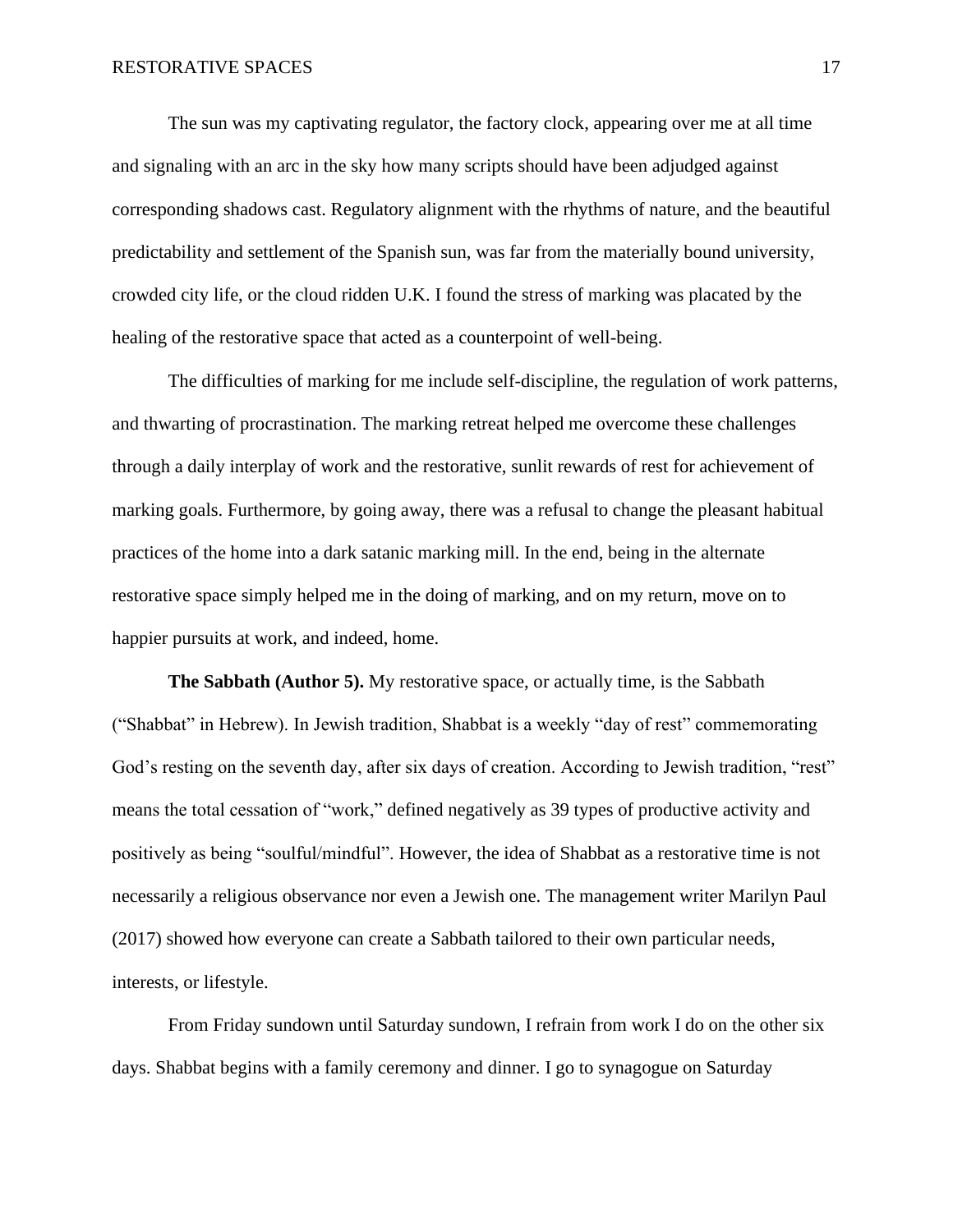The sun was my captivating regulator, the factory clock, appearing over me at all time and signaling with an arc in the sky how many scripts should have been adjudged against corresponding shadows cast. Regulatory alignment with the rhythms of nature, and the beautiful predictability and settlement of the Spanish sun, was far from the materially bound university, crowded city life, or the cloud ridden U.K. I found the stress of marking was placated by the healing of the restorative space that acted as a counterpoint of well-being.

The difficulties of marking for me include self-discipline, the regulation of work patterns, and thwarting of procrastination. The marking retreat helped me overcome these challenges through a daily interplay of work and the restorative, sunlit rewards of rest for achievement of marking goals. Furthermore, by going away, there was a refusal to change the pleasant habitual practices of the home into a dark satanic marking mill. In the end, being in the alternate restorative space simply helped me in the doing of marking, and on my return, move on to happier pursuits at work, and indeed, home.

**The Sabbath (Author 5).** My restorative space, or actually time, is the Sabbath ("Shabbat" in Hebrew). In Jewish tradition, Shabbat is a weekly "day of rest" commemorating God's resting on the seventh day, after six days of creation. According to Jewish tradition, "rest" means the total cessation of "work," defined negatively as 39 types of productive activity and positively as being "soulful/mindful". However, the idea of Shabbat as a restorative time is not necessarily a religious observance nor even a Jewish one. The management writer Marilyn Paul (2017) showed how everyone can create a Sabbath tailored to their own particular needs, interests, or lifestyle.

From Friday sundown until Saturday sundown, I refrain from work I do on the other six days. Shabbat begins with a family ceremony and dinner. I go to synagogue on Saturday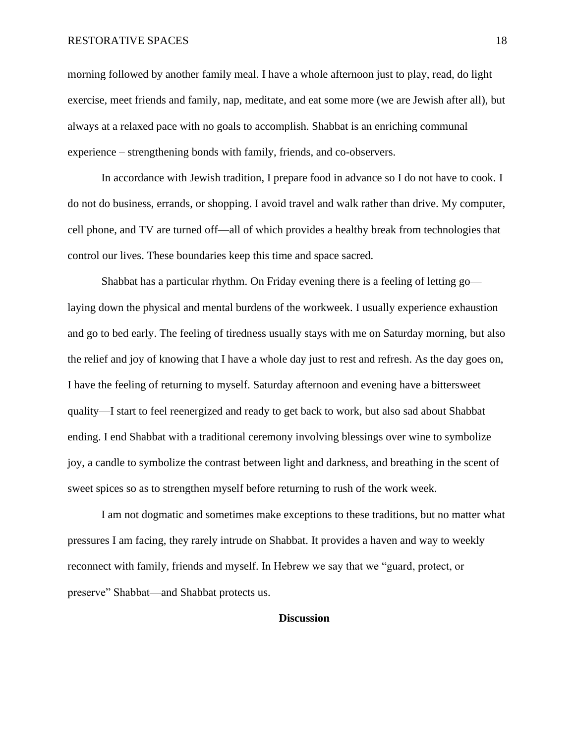morning followed by another family meal. I have a whole afternoon just to play, read, do light exercise, meet friends and family, nap, meditate, and eat some more (we are Jewish after all), but always at a relaxed pace with no goals to accomplish. Shabbat is an enriching communal experience – strengthening bonds with family, friends, and co-observers.

In accordance with Jewish tradition, I prepare food in advance so I do not have to cook. I do not do business, errands, or shopping. I avoid travel and walk rather than drive. My computer, cell phone, and TV are turned off—all of which provides a healthy break from technologies that control our lives. These boundaries keep this time and space sacred.

Shabbat has a particular rhythm. On Friday evening there is a feeling of letting go—laying down the physical and mental burdens of the workweek. I usually experience exhaustion and go to bed early. The feeling of tiredness usually stays with me on Saturday morning, but also the relief and joy of knowing that I have a whole day just to rest and refresh. As the day goes on, I have the feeling of returning to myself. Saturday afternoon and evening have a bittersweet quality—I start to feel reenergized and ready to get back to work, but also sad about Shabbat ending. I end Shabbat with a traditional ceremony involving blessings over wine to symbolize joy, a candle to symbolize the contrast between light and darkness, and breathing in the scent of sweet spices so as to strengthen myself before returning to rush of the work week.

I am not dogmatic and sometimes make exceptions to these traditions, but no matter what pressures I am facing, they rarely intrude on Shabbat. It provides a haven and way to weekly reconnect with family, friends and myself. In Hebrew we say that we "guard, protect, or preserve" Shabbat—and Shabbat protects us.

## Discussion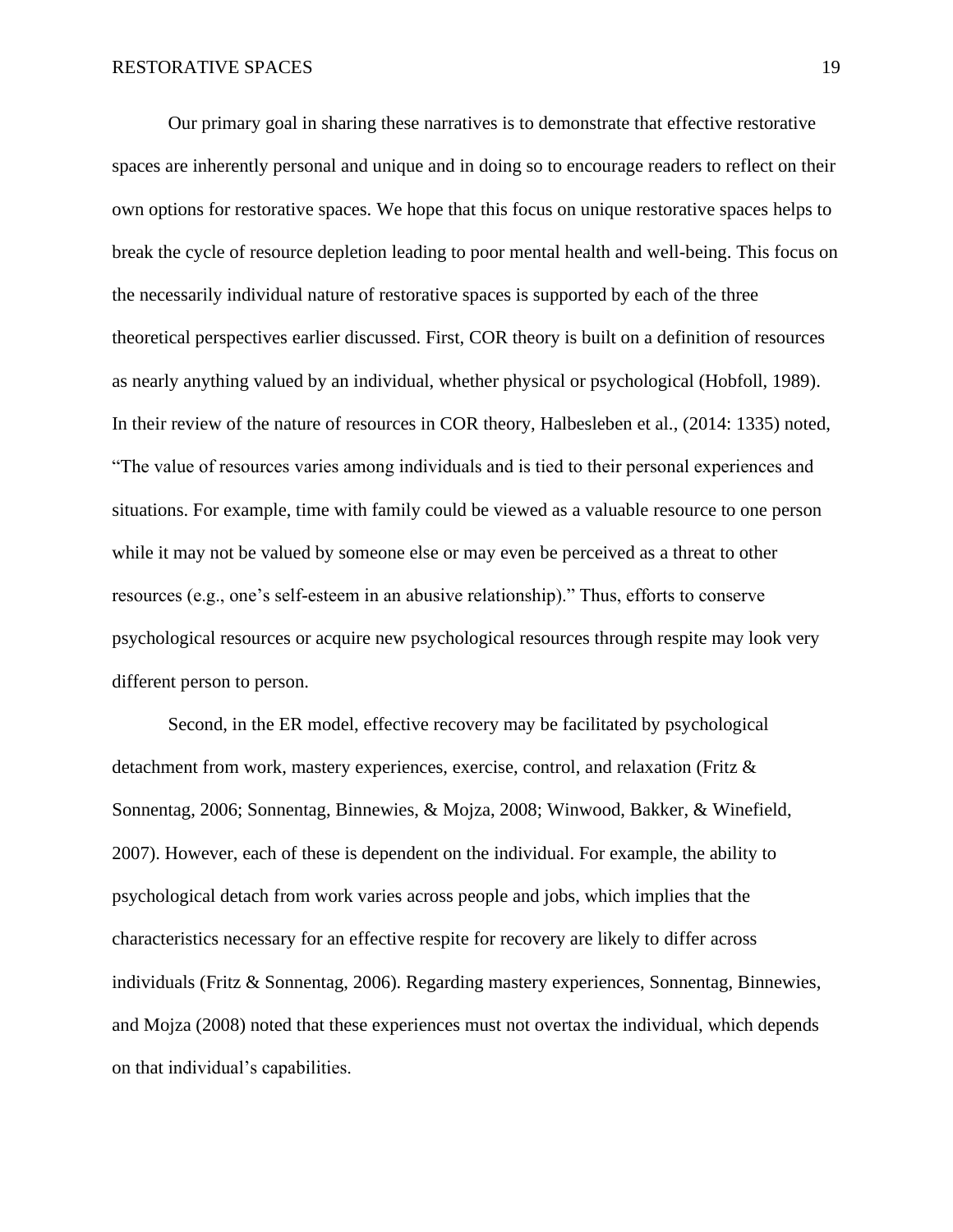Our primary goal in sharing these narratives is to demonstrate that effective restorative spaces are inherently personal and unique and in doing so to encourage readers to reflect on their own options for restorative spaces. We hope that this focus on unique restorative spaces helps to break the cycle of resource depletion leading to poor mental health and well-being. This focus on the necessarily individual nature of restorative spaces is supported by each of the three theoretical perspectives earlier discussed. First, COR theory is built on a definition of resources as nearly anything valued by an individual, whether physical or psychological (Hobfoll, 1989). In their review of the nature of resources in COR theory, Halbesleben et al., (2014: 1335) noted, "The value of resources varies among individuals and is tied to their personal experiences and situations. For example, time with family could be viewed as a valuable resource to one person while it may not be valued by someone else or may even be perceived as a threat to other resources (e.g., one's self-esteem in an abusive relationship)." Thus, efforts to conserve psychological resources or acquire new psychological resources through respite may look very different person to person.

Second, in the ER model, effective recovery may be facilitated by psychological detachment from work, mastery experiences, exercise, control, and relaxation (Fritz & Sonnentag, 2006; Sonnentag, Binnewies, & Mojza, 2008; Winwood, Bakker, & Winefield, 2007). However, each of these is dependent on the individual. For example, the ability to psychological detach from work varies across people and jobs, which implies that the characteristics necessary for an effective respite for recovery are likely to differ across individuals (Fritz & Sonnentag, 2006). Regarding mastery experiences, Sonnentag, Binnewies, and Mojza (2008) noted that these experiences must not overtax the individual, which depends on that individual's capabilities.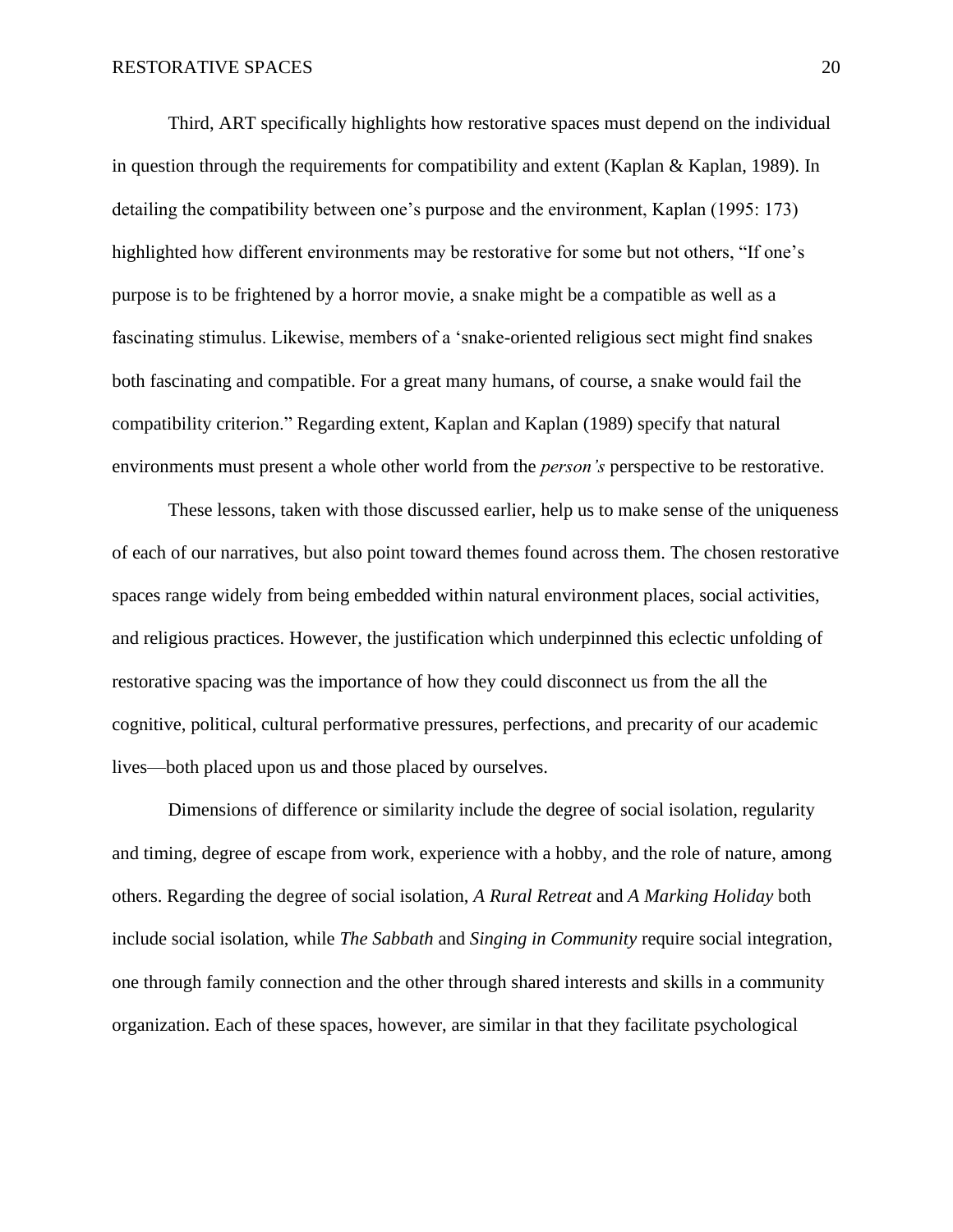Third, ART specifically highlights how restorative spaces must depend on the individual in question through the requirements for compatibility and extent (Kaplan & Kaplan, 1989). In detailing the compatibility between one's purpose and the environment, Kaplan (1995: 173) highlighted how different environments may be restorative for some but not others, "If one's purpose is to be frightened by a horror movie, a snake might be a compatible as well as a fascinating stimulus. Likewise, members of a 'snake-oriented religious sect might find snakes both fascinating and compatible. For a great many humans, of course, a snake would fail the compatibility criterion." Regarding extent, Kaplan and Kaplan (1989) specify that natural environments must present a whole other world from the *person's* perspective to be restorative.

These lessons, taken with those discussed earlier, help us to make sense of the uniqueness of each of our narratives, but also point toward themes found across them. The chosen restorative spaces range widely from being embedded within natural environment places, social activities, and religious practices. However, the justification which underpinned this eclectic unfolding of restorative spacing was the importance of how they could disconnect us from the all the cognitive, political, cultural performative pressures, perfections, and precarity of our academic lives—both placed upon us and those placed by ourselves.

Dimensions of difference or similarity include the degree of social isolation, regularity and timing, degree of escape from work, experience with a hobby, and the role of nature, among others. Regarding the degree of social isolation, *A Rural Retreat* and *A Marking Holiday* both include social isolation, while *The Sabbath* and *Singing in Community* require social integration, one through family connection and the other through shared interests and skills in a community organization. Each of these spaces, however, are similar in that they facilitate psychological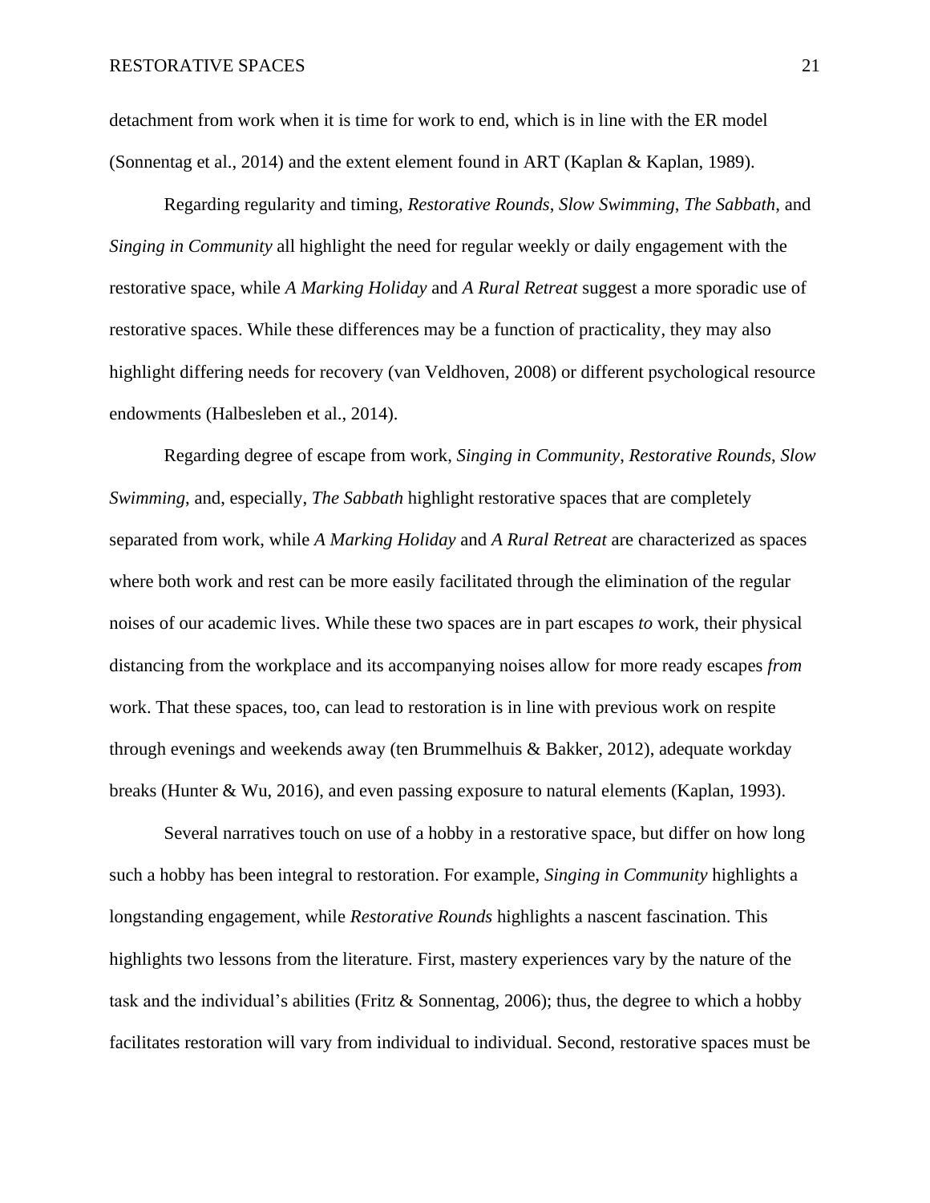detachment from work when it is time for work to end, which is in line with the ER model (Sonnentag et al., 2014) and the extent element found in ART (Kaplan & Kaplan, 1989).

Regarding regularity and timing, *Restorative Rounds*, *Slow Swimming*, *The Sabbath*, and *Singing in Community* all highlight the need for regular weekly or daily engagement with the restorative space, while *A Marking Holiday* and *A Rural Retreat* suggest a more sporadic use of restorative spaces. While these differences may be a function of practicality, they may also highlight differing needs for recovery (van Veldhoven, 2008) or different psychological resource endowments (Halbesleben et al., 2014).

Regarding degree of escape from work, *Singing in Community*, *Restorative Rounds*, *Slow Swimming*, and, especially, *The Sabbath* highlight restorative spaces that are completely separated from work, while *A Marking Holiday* and *A Rural Retreat* are characterized as spaces where both work and rest can be more easily facilitated through the elimination of the regular noises of our academic lives. While these two spaces are in part escapes *to* work, their physical distancing from the workplace and its accompanying noises allow for more ready escapes *from* work. That these spaces, too, can lead to restoration is in line with previous work on respite through evenings and weekends away (ten Brummelhuis & Bakker, 2012), adequate workday breaks (Hunter & Wu, 2016), and even passing exposure to natural elements (Kaplan, 1993).

Several narratives touch on use of a hobby in a restorative space, but differ on how long such a hobby has been integral to restoration. For example, *Singing in Community* highlights a longstanding engagement, while *Restorative Rounds* highlights a nascent fascination. This highlights two lessons from the literature. First, mastery experiences vary by the nature of the task and the individual's abilities (Fritz & Sonnentag, 2006); thus, the degree to which a hobby facilitates restoration will vary from individual to individual. Second, restorative spaces must be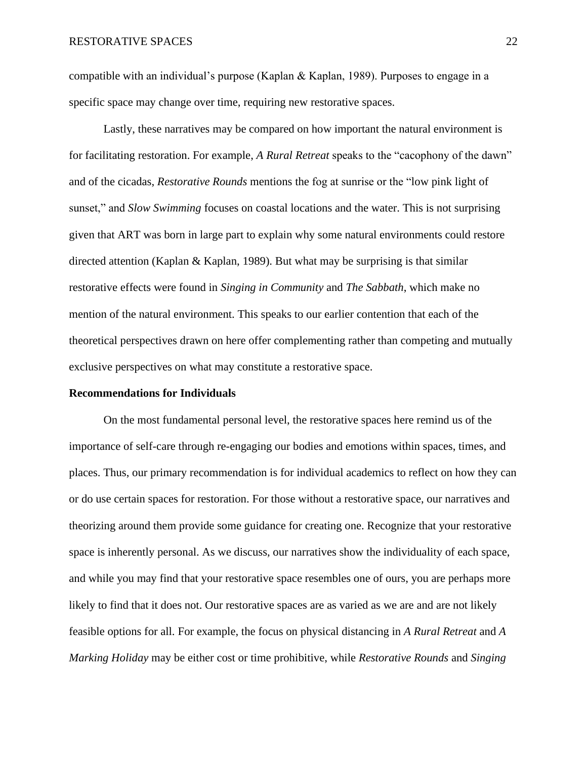compatible with an individual's purpose (Kaplan & Kaplan, 1989). Purposes to engage in a specific space may change over time, requiring new restorative spaces.

Lastly, these narratives may be compared on how important the natural environment is for facilitating restoration. For example, *A Rural Retreat* speaks to the "cacophony of the dawn" and of the cicadas, *Restorative Rounds* mentions the fog at sunrise or the "low pink light of sunset," and *Slow Swimming* focuses on coastal locations and the water. This is not surprising given that ART was born in large part to explain why some natural environments could restore directed attention (Kaplan & Kaplan, 1989). But what may be surprising is that similar restorative effects were found in *Singing in Community* and *The Sabbath*, which make no mention of the natural environment. This speaks to our earlier contention that each of the theoretical perspectives drawn on here offer complementing rather than competing and mutually exclusive perspectives on what may constitute a restorative space.

**Recommendations for Individuals**

On the most fundamental personal level, the restorative spaces here remind us of the importance of self-care through re-engaging our bodies and emotions within spaces, times, and places. Thus, our primary recommendation is for individual academics to reflect on how they can or do use certain spaces for restoration. For those without a restorative space, our narratives and theorizing around them provide some guidance for creating one. Recognize that your restorative space is inherently personal. As we discuss, our narratives show the individuality of each space, and while you may find that your restorative space resembles one of ours, you are perhaps more likely to find that it does not. Our restorative spaces are as varied as we are and are not likely feasible options for all. For example, the focus on physical distancing in *A Rural Retreat* and *A Marking Holiday* may be either cost or time prohibitive, while *Restorative Rounds* and *Singing*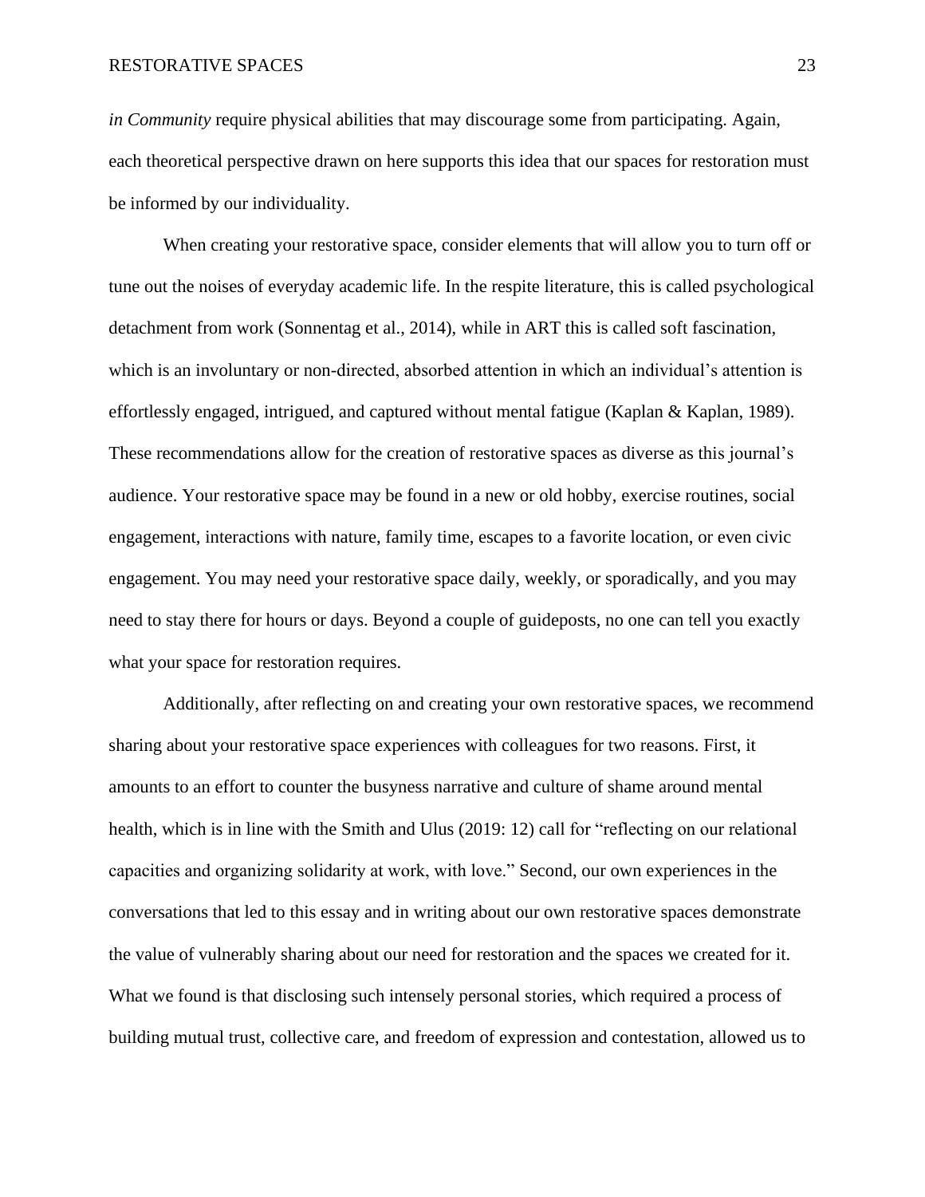*in Community* require physical abilities that may discourage some from participating. Again, each theoretical perspective drawn on here supports this idea that our spaces for restoration must be informed by our individuality.

When creating your restorative space, consider elements that will allow you to turn off or tune out the noises of everyday academic life. In the respite literature, this is called psychological detachment from work (Sonnentag et al., 2014), while in ART this is called soft fascination, which is an involuntary or non-directed, absorbed attention in which an individual's attention is effortlessly engaged, intrigued, and captured without mental fatigue (Kaplan & Kaplan, 1989). These recommendations allow for the creation of restorative spaces as diverse as this journal's audience. Your restorative space may be found in a new or old hobby, exercise routines, social engagement, interactions with nature, family time, escapes to a favorite location, or even civic engagement. You may need your restorative space daily, weekly, or sporadically, and you may need to stay there for hours or days. Beyond a couple of guideposts, no one can tell you exactly what your space for restoration requires.

Additionally, after reflecting on and creating your own restorative spaces, we recommend sharing about your restorative space experiences with colleagues for two reasons. First, it amounts to an effort to counter the busyness narrative and culture of shame around mental health, which is in line with the Smith and Ulus (2019: 12) call for "reflecting on our relational capacities and organizing solidarity at work, with love." Second, our own experiences in the conversations that led to this essay and in writing about our own restorative spaces demonstrate the value of vulnerably sharing about our need for restoration and the spaces we created for it. What we found is that disclosing such intensely personal stories, which required a process of building mutual trust, collective care, and freedom of expression and contestation, allowed us to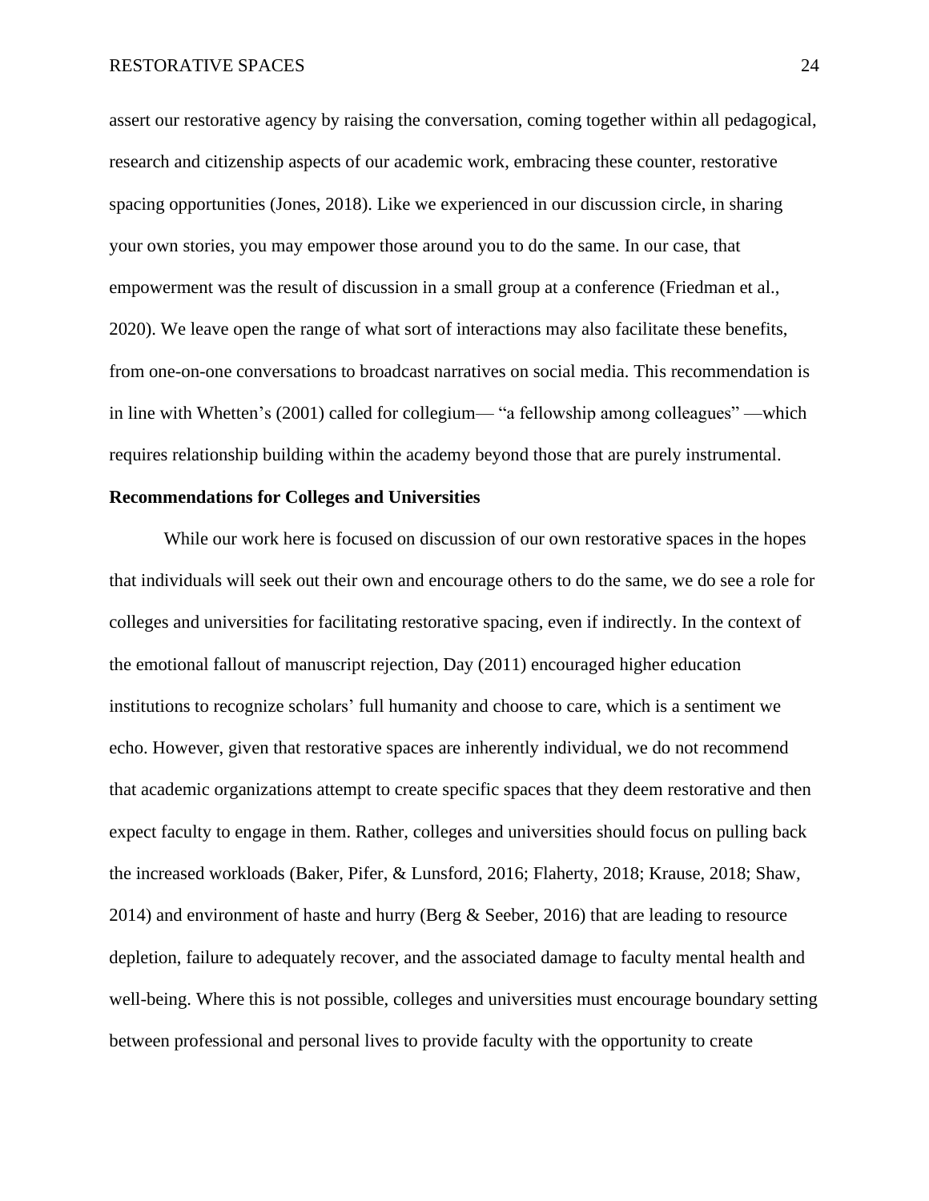assert our restorative agency by raising the conversation, coming together within all pedagogical, research and citizenship aspects of our academic work, embracing these counter, restorative spacing opportunities (Jones, 2018). Like we experienced in our discussion circle, in sharing your own stories, you may empower those around you to do the same. In our case, that empowerment was the result of discussion in a small group at a conference (Friedman et al., 2020). We leave open the range of what sort of interactions may also facilitate these benefits, from one-on-one conversations to broadcast narratives on social media. This recommendation is in line with Whetten's (2001) called for collegium— "a fellowship among colleagues" —which requires relationship building within the academy beyond those that are purely instrumental.

**Recommendations for Colleges and Universities**

While our work here is focused on discussion of our own restorative spaces in the hopes that individuals will seek out their own and encourage others to do the same, we do see a role for colleges and universities for facilitating restorative spacing, even if indirectly. In the context of the emotional fallout of manuscript rejection, Day (2011) encouraged higher education institutions to recognize scholars' full humanity and choose to care, which is a sentiment we echo. However, given that restorative spaces are inherently individual, we do not recommend that academic organizations attempt to create specific spaces that they deem restorative and then expect faculty to engage in them. Rather, colleges and universities should focus on pulling back the increased workloads (Baker, Pifer, & Lunsford, 2016; Flaherty, 2018; Krause, 2018; Shaw, 2014) and environment of haste and hurry (Berg & Seeber, 2016) that are leading to resource depletion, failure to adequately recover, and the associated damage to faculty mental health and well-being. Where this is not possible, colleges and universities must encourage boundary setting between professional and personal lives to provide faculty with the opportunity to create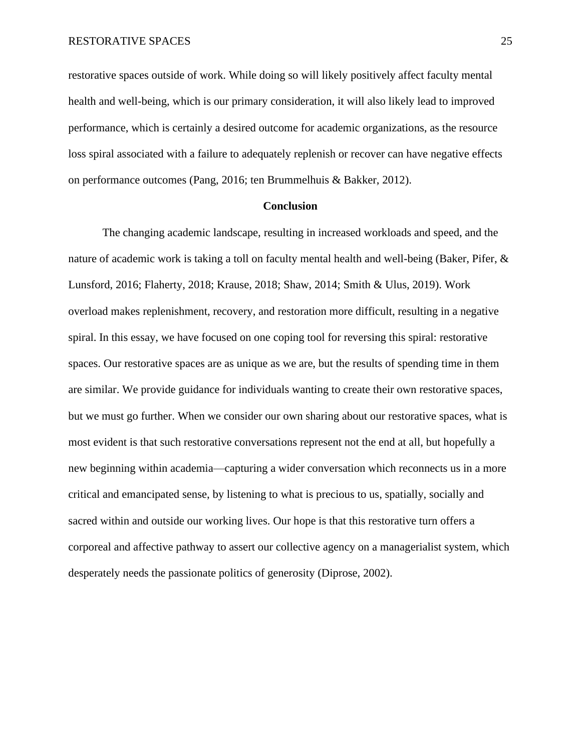restorative spaces outside of work. While doing so will likely positively affect faculty mental health and well-being, which is our primary consideration, it will also likely lead to improved performance, which is certainly a desired outcome for academic organizations, as the resource loss spiral associated with a failure to adequately replenish or recover can have negative effects on performance outcomes (Pang, 2016; ten Brummelhuis & Bakker, 2012).

## Conclusion

The changing academic landscape, resulting in increased workloads and speed, and the nature of academic work is taking a toll on faculty mental health and well-being (Baker, Pifer, & Lunsford, 2016; Flaherty, 2018; Krause, 2018; Shaw, 2014; Smith & Ulus, 2019). Work overload makes replenishment, recovery, and restoration more difficult, resulting in a negative spiral. In this essay, we have focused on one coping tool for reversing this spiral: restorative spaces. Our restorative spaces are as unique as we are, but the results of spending time in them are similar. We provide guidance for individuals wanting to create their own restorative spaces, but we must go further. When we consider our own sharing about our restorative spaces, what is most evident is that such restorative conversations represent not the end at all, but hopefully a new beginning within academia—capturing a wider conversation which reconnects us in a more critical and emancipated sense, by listening to what is precious to us, spatially, socially and sacred within and outside our working lives. Our hope is that this restorative turn offers a corporeal and affective pathway to assert our collective agency on a managerialist system, which desperately needs the passionate politics of generosity (Diprose, 2002).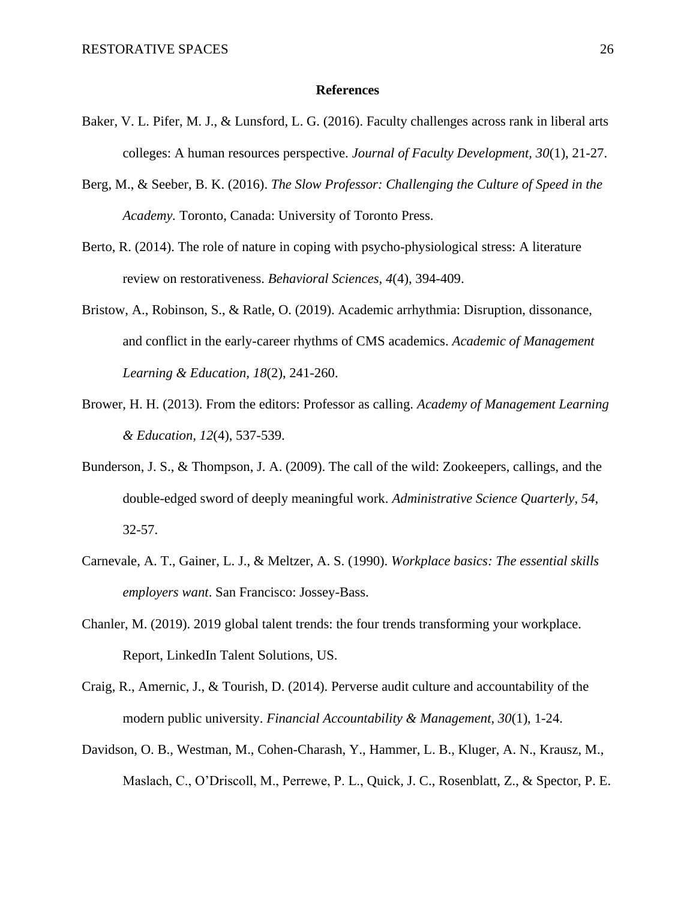**References**

Baker, V. L. Pifer, M. J., & Lunsford, L. G. (2016). Faculty challenges across rank in liberal arts colleges: A human resources perspective. *Journal of Faculty Development*, *30*(1), 21-27.

Berg, M., & Seeber, B. K. (2016). *The Slow Professor: Challenging the Culture of Speed in the Academy.* Toronto, Canada: University of Toronto Press.

Berto, R. (2014). The role of nature in coping with psycho-physiological stress: A literature review on restorativeness. *Behavioral Sciences*, *4*(4), 394-409.

Bristow, A., Robinson, S., & Ratle, O. (2019). Academic arrhythmia: Disruption, dissonance, and conflict in the early-career rhythms of CMS academics. *Academic of Management Learning & Education*, *18*(2), 241-260.

Brower, H. H. (2013). From the editors: Professor as calling. *Academy of Management Learning & Education*, *12*(4), 537-539.

Bunderson, J. S., & Thompson, J. A. (2009). The call of the wild: Zookeepers, callings, and the double-edged sword of deeply meaningful work. *Administrative Science Quarterly*, *54*, 32-57.

Carnevale, A. T., Gainer, L. J., & Meltzer, A. S. (1990). *Workplace basics: The essential skills employers want*. San Francisco: Jossey-Bass.

Chanler, M. (2019). 2019 global talent trends: the four trends transforming your workplace. Report, LinkedIn Talent Solutions, US.

Craig, R., Amernic, J., & Tourish, D. (2014). Perverse audit culture and accountability of the modern public university. *Financial Accountability & Management*, *30*(1), 1-24.

Davidson, O. B., Westman, M., Cohen-Charash, Y., Hammer, L. B., Kluger, A. N., Krausz, M., Maslach, C., O'Driscoll, M., Perrewe, P. L., Quick, J. C., Rosenblatt, Z., & Spector, P. E.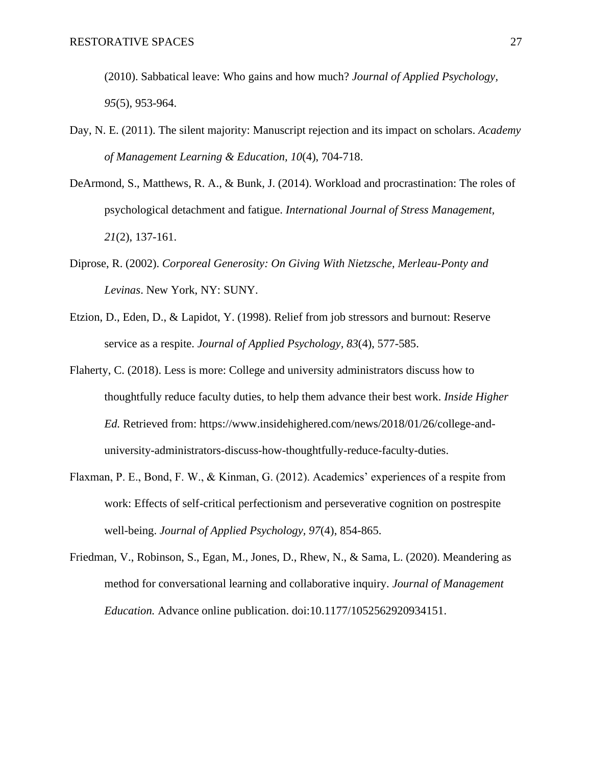(2010). Sabbatical leave: Who gains and how much? *Journal of Applied Psychology, 95*(5), 953-964.

Day, N. E. (2011). The silent majority: Manuscript rejection and its impact on scholars. *Academy of Management Learning & Education, 10*(4), 704-718.

DeArmond, S., Matthews, R. A., & Bunk, J. (2014). Workload and procrastination: The roles of psychological detachment and fatigue. *International Journal of Stress Management, 21*(2), 137-161.

Diprose, R. (2002). *Corporeal Generosity: On Giving With Nietzsche, Merleau-Ponty and Levinas*. New York, NY: SUNY.

Etzion, D., Eden, D., & Lapidot, Y. (1998). Relief from job stressors and burnout: Reserve service as a respite. *Journal of Applied Psychology, 83*(4), 577-585.

Flaherty, C. (2018). Less is more: College and university administrators discuss how to thoughtfully reduce faculty duties, to help them advance their best work. *Inside Higher Ed.* Retrieved from: https://www.insidehighered.com/news/2018/01/26/college-and-university-administrators-discuss-how-thoughtfully-reduce-faculty-duties.

Flaxman, P. E., Bond, F. W., & Kinman, G. (2012). Academics' experiences of a respite from work: Effects of self-critical perfectionism and perseverative cognition on postrespite well-being. *Journal of Applied Psychology, 97*(4), 854-865.

Friedman, V., Robinson, S., Egan, M., Jones, D., Rhew, N., & Sama, L. (2020). Meandering as method for conversational learning and collaborative inquiry. *Journal of Management Education.* Advance online publication. doi:10.1177/1052562920934151.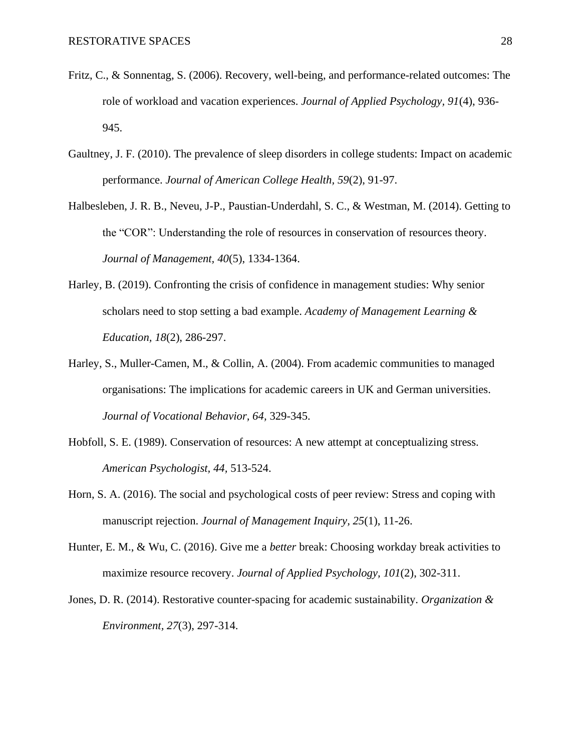Fritz, C., & Sonnentag, S. (2006). Recovery, well-being, and performance-related outcomes: The role of workload and vacation experiences. *Journal of Applied Psychology, 91*(4), 936-945.

Gaultney, J. F. (2010). The prevalence of sleep disorders in college students: Impact on academic performance. *Journal of American College Health, 59*(2), 91-97.

Halbesleben, J. R. B., Neveu, J-P., Paustian-Underdahl, S. C., & Westman, M. (2014). Getting to the "COR": Understanding the role of resources in conservation of resources theory. *Journal of Management, 40*(5), 1334-1364.

Harley, B. (2019). Confronting the crisis of confidence in management studies: Why senior scholars need to stop setting a bad example. *Academy of Management Learning & Education, 18*(2), 286-297.

Harley, S., Muller-Camen, M., & Collin, A. (2004). From academic communities to managed organisations: The implications for academic careers in UK and German universities. *Journal of Vocational Behavior, 64*, 329-345.

Hobfoll, S. E. (1989). Conservation of resources: A new attempt at conceptualizing stress. *American Psychologist, 44*, 513-524.

Horn, S. A. (2016). The social and psychological costs of peer review: Stress and coping with manuscript rejection. *Journal of Management Inquiry, 25*(1), 11-26.

Hunter, E. M., & Wu, C. (2016). Give me a *better* break: Choosing workday break activities to maximize resource recovery. *Journal of Applied Psychology, 101*(2), 302-311.

Jones, D. R. (2014). Restorative counter-spacing for academic sustainability. *Organization & Environment, 27*(3), 297-314.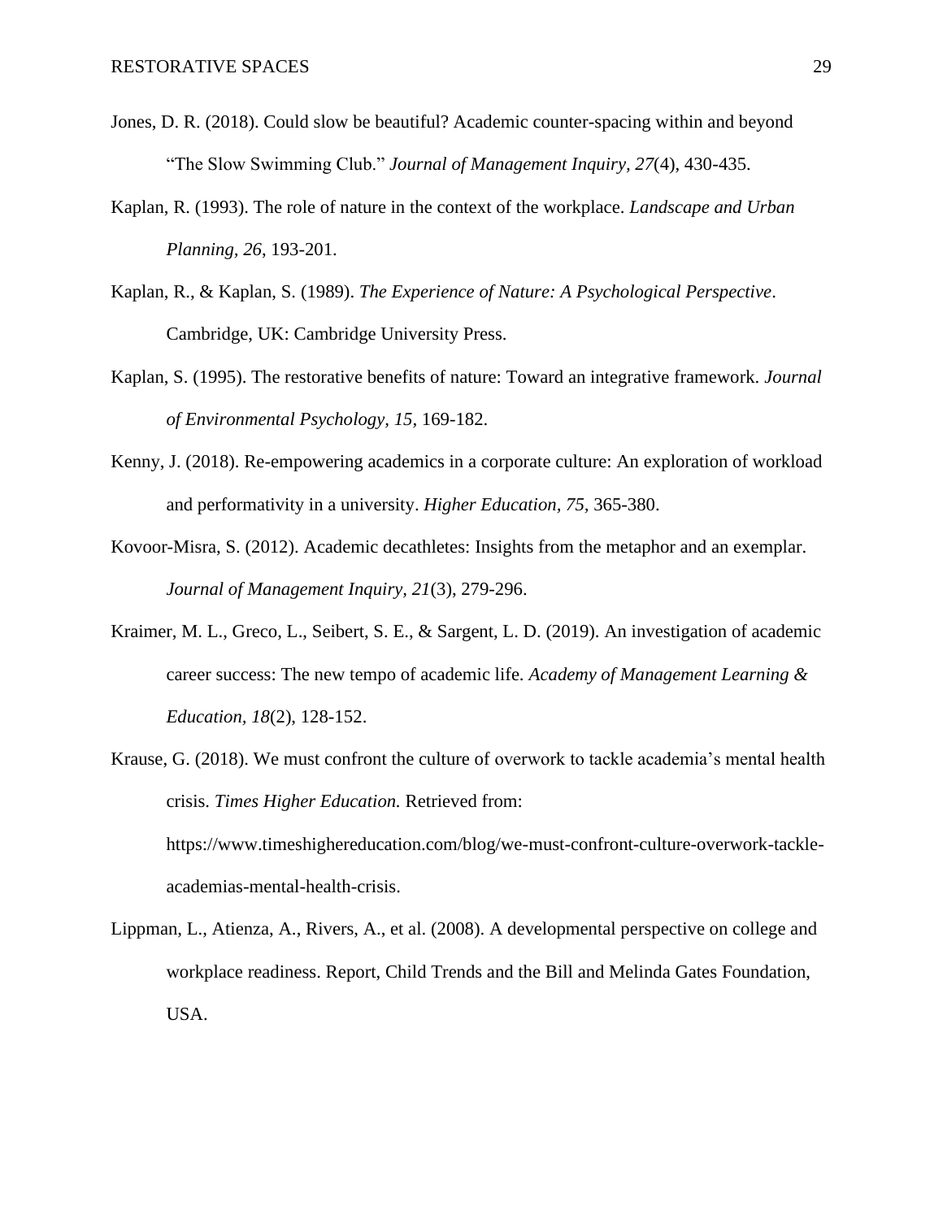Jones, D. R. (2018). Could slow be beautiful? Academic counter-spacing within and beyond “The Slow Swimming Club.” *Journal of Management Inquiry, 27*(4), 430-435.

Kaplan, R. (1993). The role of nature in the context of the workplace. *Landscape and Urban Planning, 26*, 193-201.

Kaplan, R., & Kaplan, S. (1989). *The Experience of Nature: A Psychological Perspective*. Cambridge, UK: Cambridge University Press.

Kaplan, S. (1995). The restorative benefits of nature: Toward an integrative framework. *Journal of Environmental Psychology, 15*, 169-182.

Kenny, J. (2018). Re-empowering academics in a corporate culture: An exploration of workload and performativity in a university. *Higher Education, 75*, 365-380.

Kovoor-Misra, S. (2012). Academic decathletes: Insights from the metaphor and an exemplar. *Journal of Management Inquiry, 21*(3), 279-296.

Kraimer, M. L., Greco, L., Seibert, S. E., & Sargent, L. D. (2019). An investigation of academic career success: The new tempo of academic life. *Academy of Management Learning & Education, 18*(2), 128-152.

Krause, G. (2018). We must confront the culture of overwork to tackle academia’s mental health crisis. *Times Higher Education.* Retrieved from: https://www.timeshighereducation.com/blog/we-must-confront-culture-overwork-tackle-academias-mental-health-crisis.

Lippman, L., Atienza, A., Rivers, A., et al. (2008). A developmental perspective on college and workplace readiness. Report, Child Trends and the Bill and Melinda Gates Foundation, USA.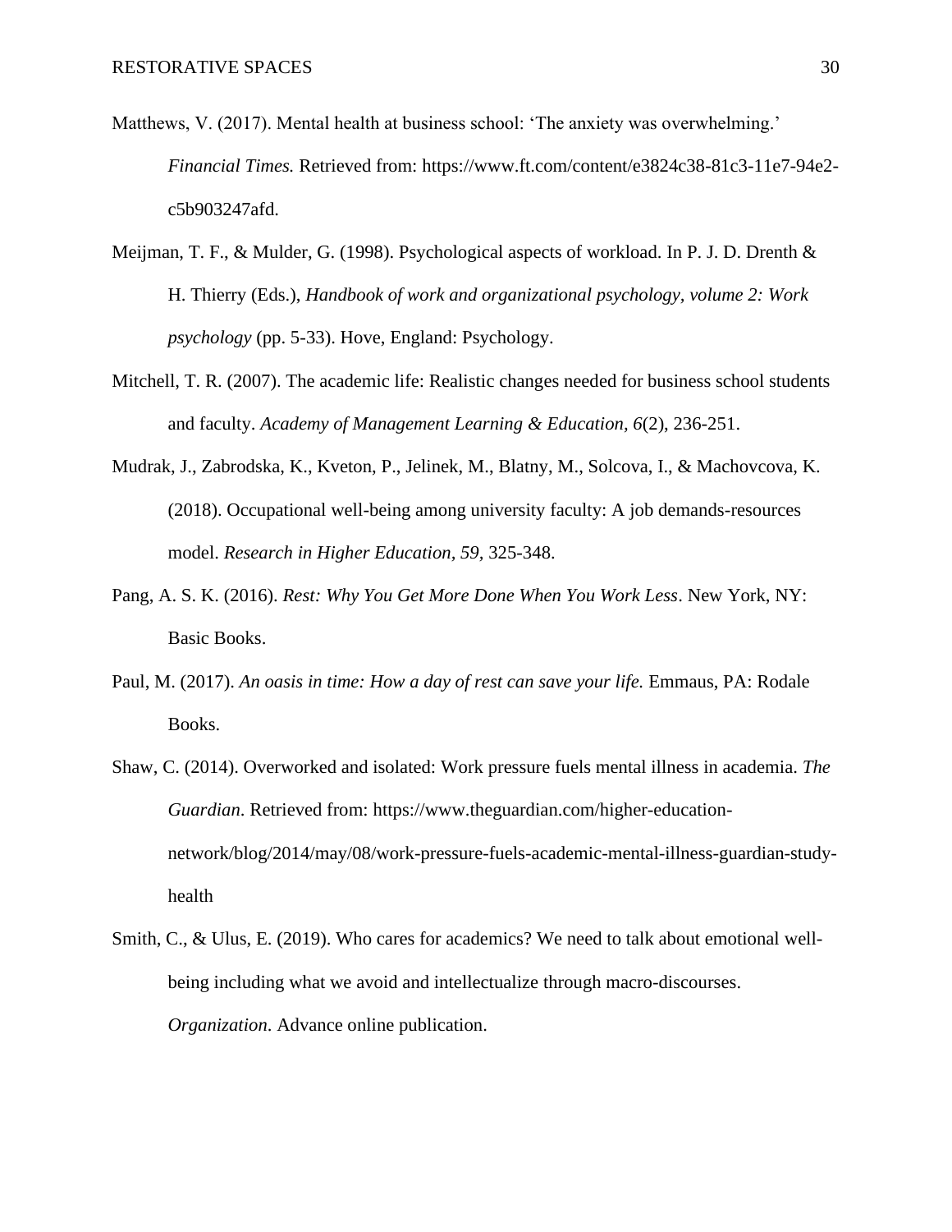Matthews, V. (2017). Mental health at business school: 'The anxiety was overwhelming.' *Financial Times.* Retrieved from: https://www.ft.com/content/e3824c38-81c3-11e7-94e2-c5b903247afd.

Meijman, T. F., & Mulder, G. (1998). Psychological aspects of workload. In P. J. D. Drenth & H. Thierry (Eds.), *Handbook of work and organizational psychology, volume 2: Work psychology* (pp. 5-33). Hove, England: Psychology.

Mitchell, T. R. (2007). The academic life: Realistic changes needed for business school students and faculty. *Academy of Management Learning & Education, 6*(2), 236-251.

Mudrak, J., Zabrodska, K., Kveton, P., Jelinek, M., Blatny, M., Solcova, I., & Machovcova, K. (2018). Occupational well-being among university faculty: A job demands-resources model. *Research in Higher Education, 59*, 325-348.

Pang, A. S. K. (2016). *Rest: Why You Get More Done When You Work Less*. New York, NY: Basic Books.

Paul, M. (2017). *An oasis in time: How a day of rest can save your life.* Emmaus, PA: Rodale Books.

Shaw, C. (2014). Overworked and isolated: Work pressure fuels mental illness in academia. *The Guardian.* Retrieved from: https://www.theguardian.com/higher-education-network/blog/2014/may/08/work-pressure-fuels-academic-mental-illness-guardian-study-health

Smith, C., & Ulus, E. (2019). Who cares for academics? We need to talk about emotional well-being including what we avoid and intellectualize through macro-discourses. *Organization*. Advance online publication.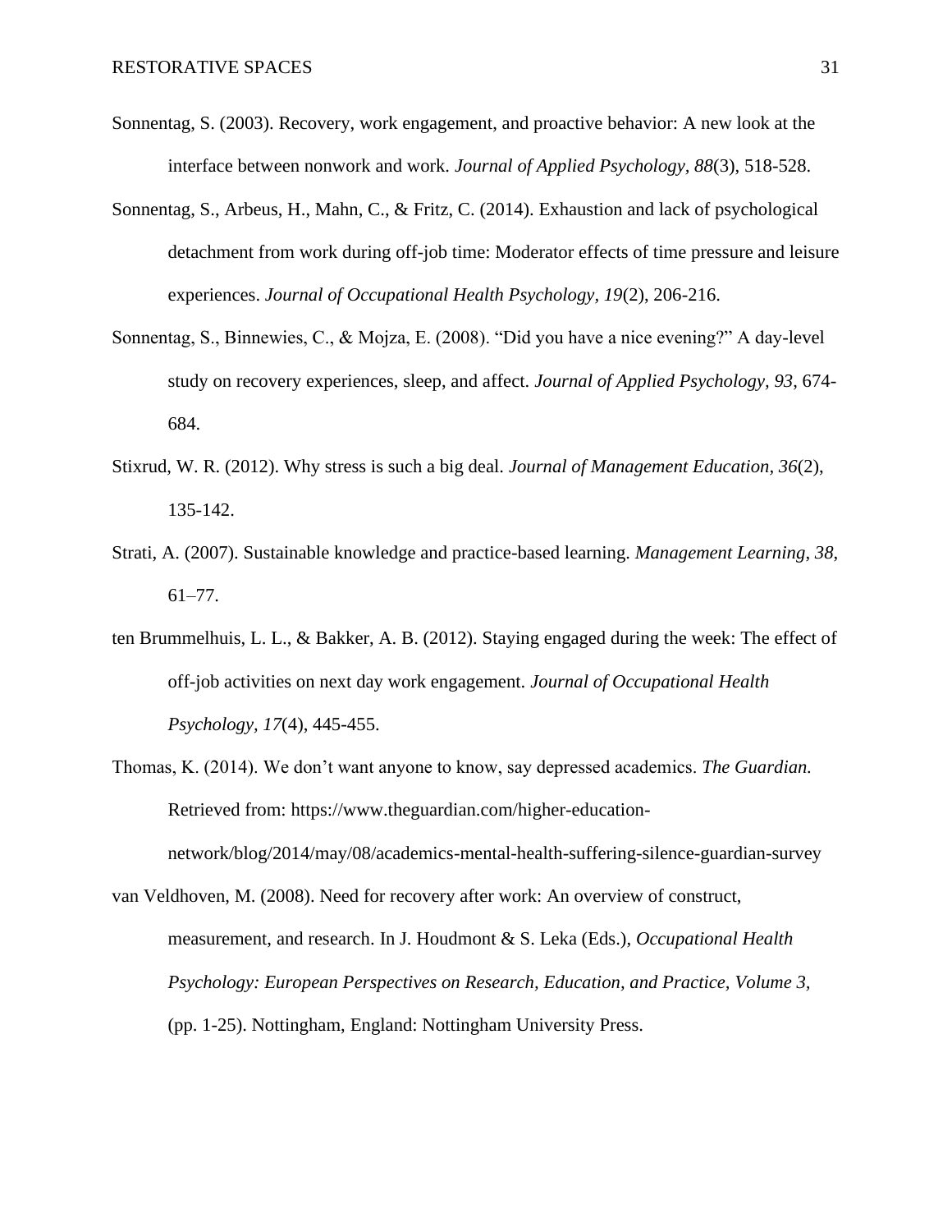Sonnentag, S. (2003). Recovery, work engagement, and proactive behavior: A new look at the interface between nonwork and work. *Journal of Applied Psychology, 88*(3), 518-528.

Sonnentag, S., Arbeus, H., Mahn, C., & Fritz, C. (2014). Exhaustion and lack of psychological detachment from work during off-job time: Moderator effects of time pressure and leisure experiences. *Journal of Occupational Health Psychology, 19*(2), 206-216.

Sonnentag, S., Binnewies, C., & Mojza, E. (2008). “Did you have a nice evening?” A day-level study on recovery experiences, sleep, and affect. *Journal of Applied Psychology, 93*, 674-684.

Stixrud, W. R. (2012). Why stress is such a big deal. *Journal of Management Education, 36*(2), 135-142.

Strati, A. (2007). Sustainable knowledge and practice-based learning. *Management Learning, 38*, 61–77.

ten Brummelhuis, L. L., & Bakker, A. B. (2012). Staying engaged during the week: The effect of off-job activities on next day work engagement. *Journal of Occupational Health Psychology, 17*(4), 445-455.

Thomas, K. (2014). We don’t want anyone to know, say depressed academics. *The Guardian.* Retrieved from: https://www.theguardian.com/higher-education-network/blog/2014/may/08/academics-mental-health-suffering-silence-guardian-survey

van Veldhoven, M. (2008). Need for recovery after work: An overview of construct, measurement, and research. In J. Houdmont & S. Leka (Eds.), *Occupational Health Psychology: European Perspectives on Research, Education, and Practice, Volume 3,* (pp. 1-25). Nottingham, England: Nottingham University Press.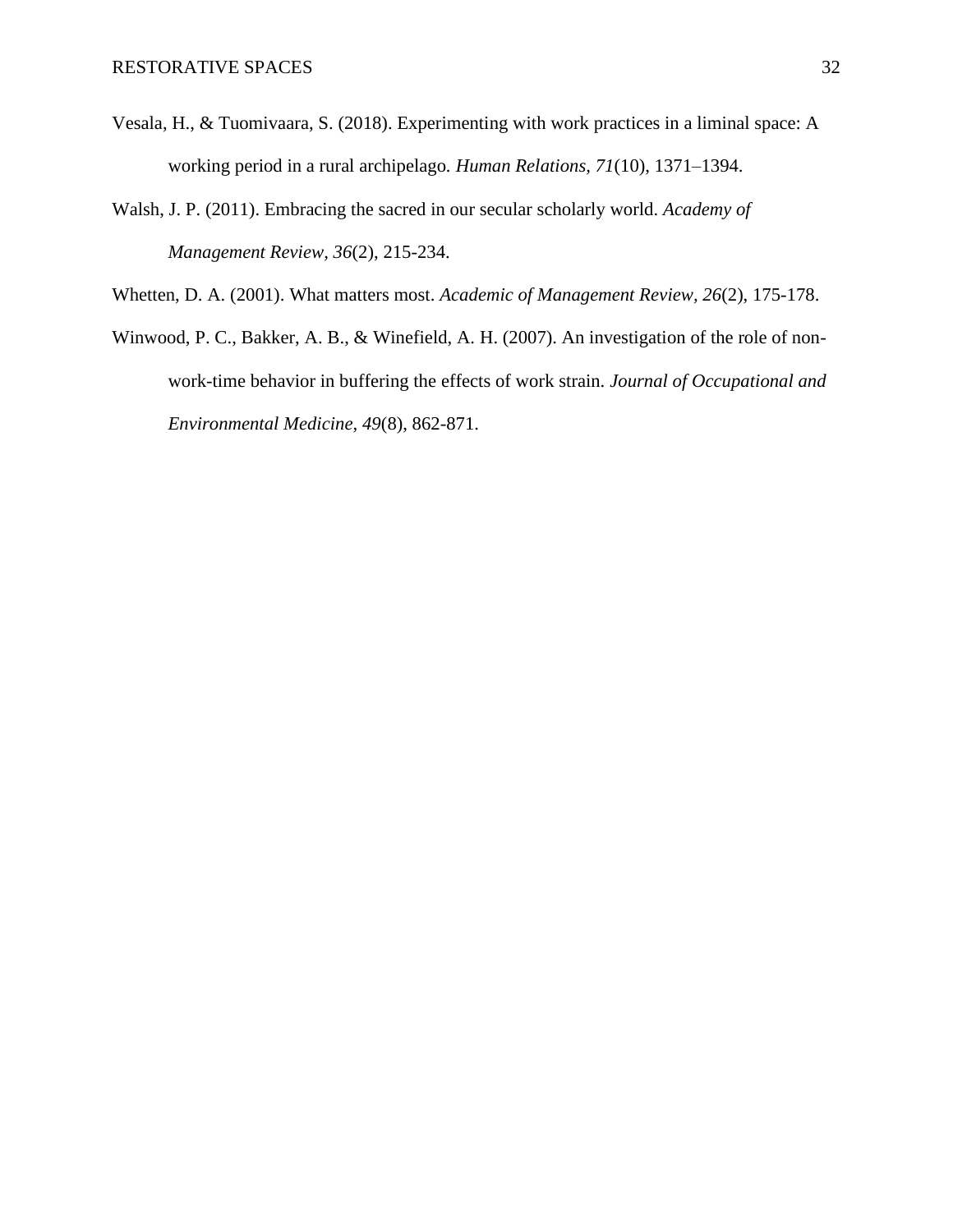Vesala, H., & Tuomivaara, S. (2018). Experimenting with work practices in a liminal space: A working period in a rural archipelago. *Human Relations, 71*(10), 1371–1394.

Walsh, J. P. (2011). Embracing the sacred in our secular scholarly world. *Academy of Management Review, 36*(2), 215-234.

Whetten, D. A. (2001). What matters most. *Academic of Management Review, 26*(2), 175-178.

Winwood, P. C., Bakker, A. B., & Winefield, A. H. (2007). An investigation of the role of non-work-time behavior in buffering the effects of work strain. *Journal of Occupational and Environmental Medicine, 49*(8), 862-871.